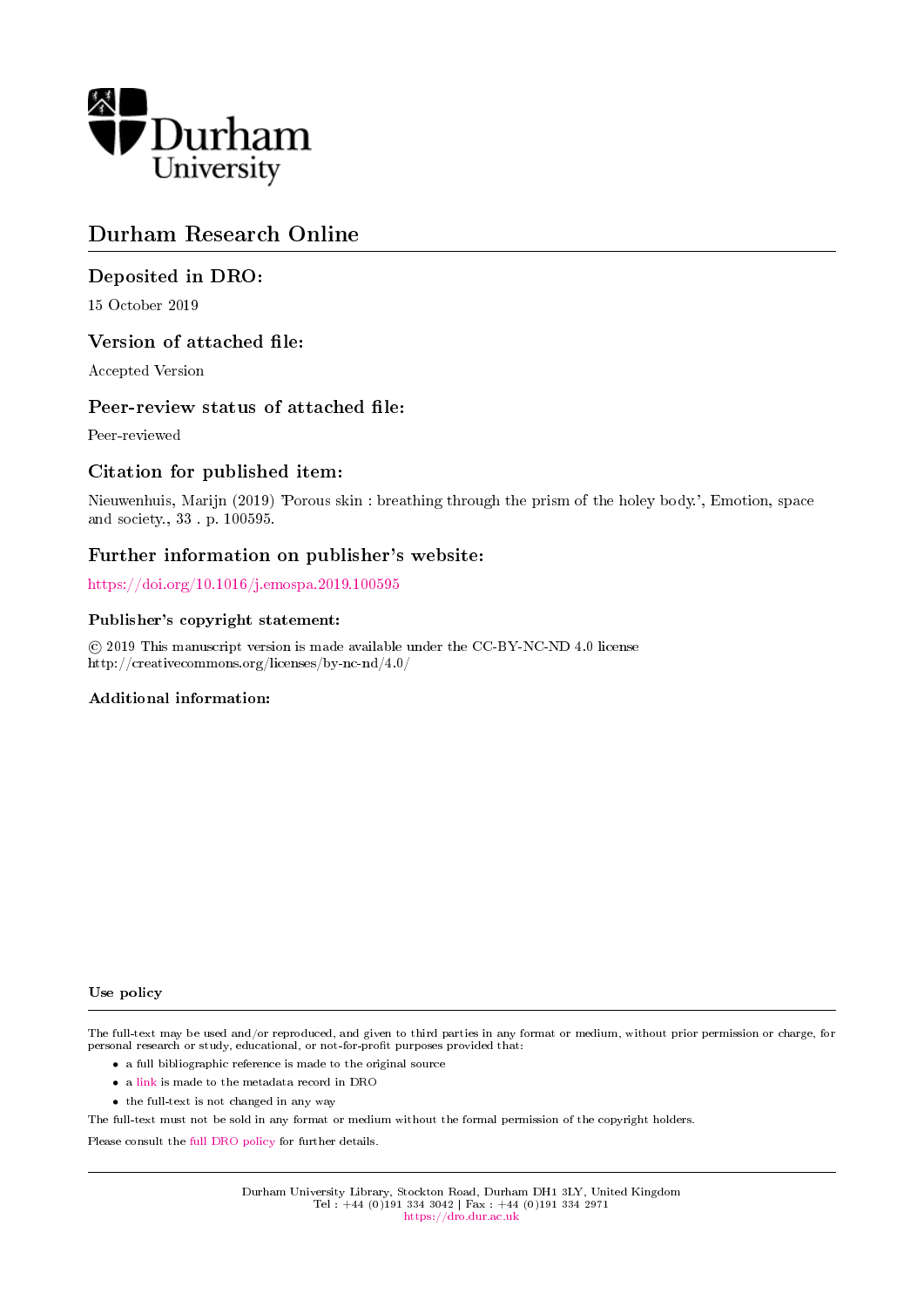Durham University

# Durham Research Online

## Deposited in DRO:

15 October 2019

## Version of attached file:

Accepted Version

## Peer-review status of attached file:

Peer-reviewed

## Citation for published item:

Nieuwenhuis, Marijn (2019) 'Porous skin : breathing through the prism of the holey body.', Emotion, space and society., 33 . p. 100595.

## Further information on publisher's website:

https://doi.org/10.1016/j.emospa.2019.100595

### Publisher's copyright statement:

© 2019 This manuscript version is made available under the CC-BY-NC-ND 4.0 license http://creativecommons.org/licenses/by-nc-nd/4.0/

### Additional information:

### Use policy

The full-text may be used and/or reproduced, and given to third parties in any format or medium, without prior permission or charge, for personal research or study, educational, or not-for-profit purposes provided that:

- a full bibliographic reference is made to the original source
- a link is made to the metadata record in DRO
- the full-text is not changed in any way

The full-text must not be sold in any format or medium without the formal permission of the copyright holders.

Please consult the full DRO policy for further details.

Durham University Library, Stockton Road, Durham DH1 3LY, United Kingdom
Tel : +44 (0)191 334 3042 | Fax : +44 (0)191 334 2971
https://dro.dur.ac.uk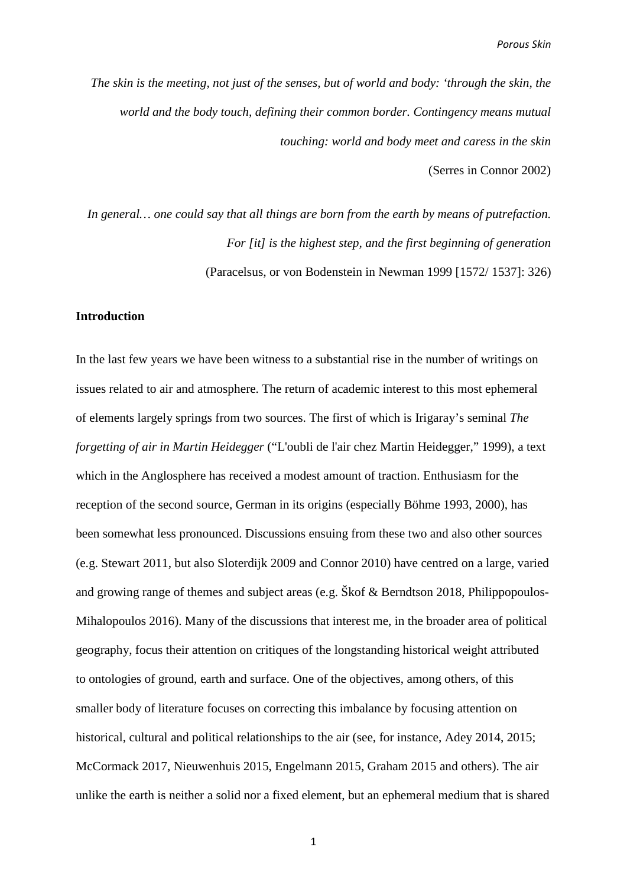*The skin is the meeting, not just of the senses, but of world and body: 'through the skin, the world and the body touch, defining their common border. Contingency means mutual touching: world and body meet and caress in the skin*

(Serres in Connor 2002)

*In general… one could say that all things are born from the earth by means of putrefaction. For [it] is the highest step, and the first beginning of generation*

(Paracelsus, or von Bodenstein in Newman 1999 [1572/ 1537]: 326)

**Introduction**

In the last few years we have been witness to a substantial rise in the number of writings on issues related to air and atmosphere. The return of academic interest to this most ephemeral of elements largely springs from two sources. The first of which is Irigaray's seminal *The forgetting of air in Martin Heidegger* ("L'oubli de l'air chez Martin Heidegger," 1999), a text which in the Anglosphere has received a modest amount of traction. Enthusiasm for the reception of the second source, German in its origins (especially Böhme 1993, 2000), has been somewhat less pronounced. Discussions ensuing from these two and also other sources (e.g. Stewart 2011, but also Sloterdijk 2009 and Connor 2010) have centred on a large, varied and growing range of themes and subject areas (e.g. Škof & Berndtson 2018, Philippopoulos-Mihalopoulos 2016). Many of the discussions that interest me, in the broader area of political geography, focus their attention on critiques of the longstanding historical weight attributed to ontologies of ground, earth and surface. One of the objectives, among others, of this smaller body of literature focuses on correcting this imbalance by focusing attention on historical, cultural and political relationships to the air (see, for instance, Adey 2014, 2015; McCormack 2017, Nieuwenhuis 2015, Engelmann 2015, Graham 2015 and others). The air unlike the earth is neither a solid nor a fixed element, but an ephemeral medium that is shared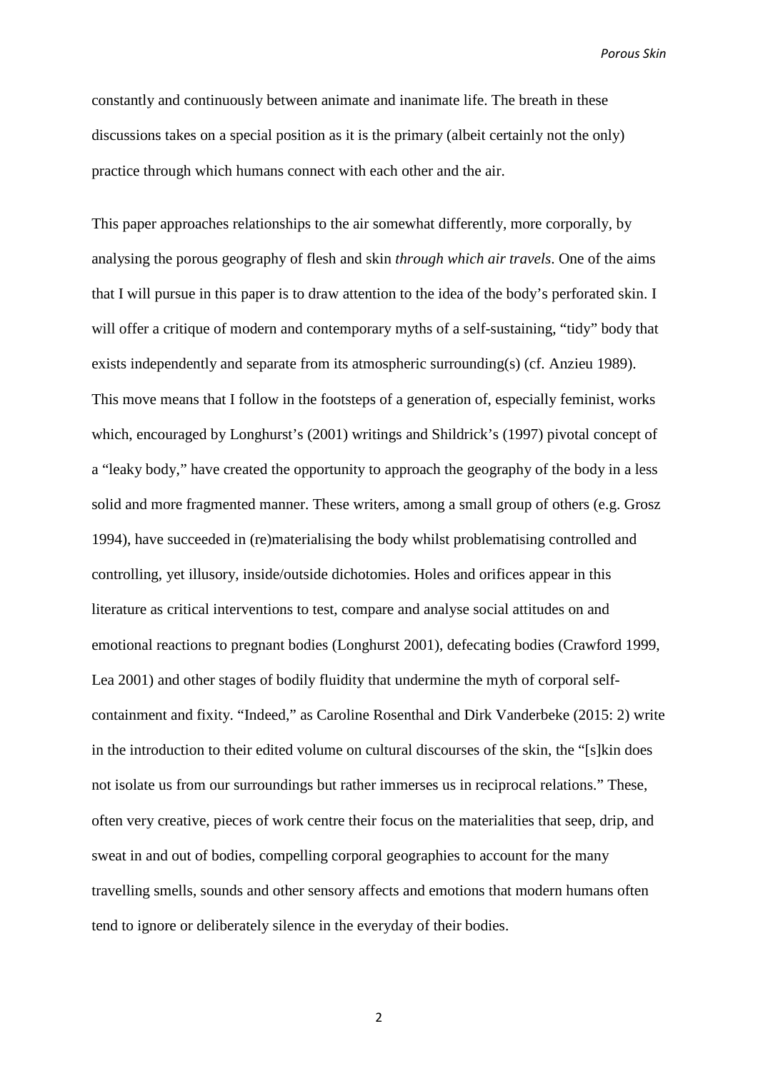constantly and continuously between animate and inanimate life. The breath in these discussions takes on a special position as it is the primary (albeit certainly not the only) practice through which humans connect with each other and the air.

This paper approaches relationships to the air somewhat differently, more corporally, by analysing the porous geography of flesh and skin *through which air travels*. One of the aims that I will pursue in this paper is to draw attention to the idea of the body's perforated skin. I will offer a critique of modern and contemporary myths of a self-sustaining, "tidy" body that exists independently and separate from its atmospheric surrounding(s) (cf. Anzieu 1989). This move means that I follow in the footsteps of a generation of, especially feminist, works which, encouraged by Longhurst's (2001) writings and Shildrick's (1997) pivotal concept of a "leaky body," have created the opportunity to approach the geography of the body in a less solid and more fragmented manner. These writers, among a small group of others (e.g. Grosz 1994), have succeeded in (re)materialising the body whilst problematising controlled and controlling, yet illusory, inside/outside dichotomies. Holes and orifices appear in this literature as critical interventions to test, compare and analyse social attitudes on and emotional reactions to pregnant bodies (Longhurst 2001), defecating bodies (Crawford 1999, Lea 2001) and other stages of bodily fluidity that undermine the myth of corporal self-containment and fixity. "Indeed," as Caroline Rosenthal and Dirk Vanderbeke (2015: 2) write in the introduction to their edited volume on cultural discourses of the skin, the "[s]kin does not isolate us from our surroundings but rather immerses us in reciprocal relations." These, often very creative, pieces of work centre their focus on the materialities that seep, drip, and sweat in and out of bodies, compelling corporal geographies to account for the many travelling smells, sounds and other sensory affects and emotions that modern humans often tend to ignore or deliberately silence in the everyday of their bodies.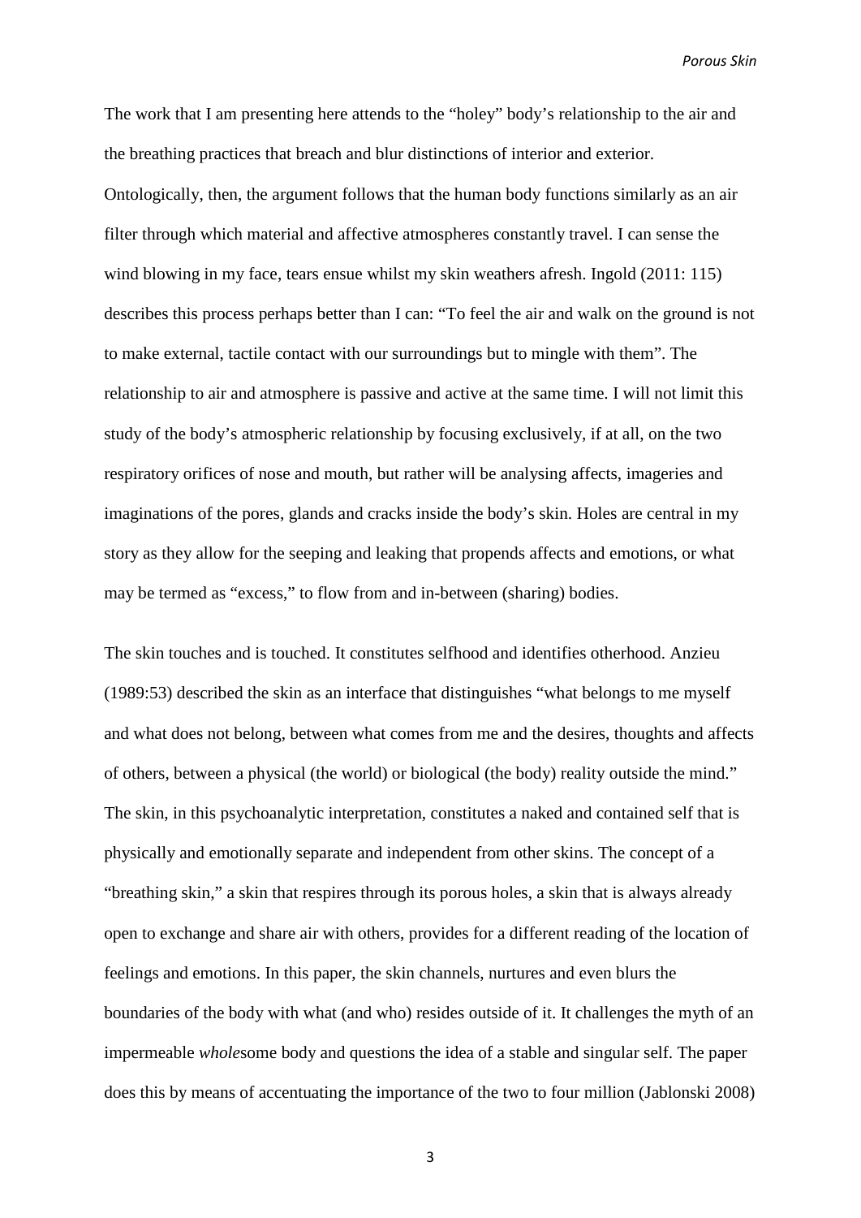The work that I am presenting here attends to the "holey" body's relationship to the air and the breathing practices that breach and blur distinctions of interior and exterior. Ontologically, then, the argument follows that the human body functions similarly as an air filter through which material and affective atmospheres constantly travel. I can sense the wind blowing in my face, tears ensue whilst my skin weathers afresh. Ingold (2011: 115) describes this process perhaps better than I can: "To feel the air and walk on the ground is not to make external, tactile contact with our surroundings but to mingle with them". The relationship to air and atmosphere is passive and active at the same time. I will not limit this study of the body's atmospheric relationship by focusing exclusively, if at all, on the two respiratory orifices of nose and mouth, but rather will be analysing affects, imageries and imaginations of the pores, glands and cracks inside the body's skin. Holes are central in my story as they allow for the seeping and leaking that propends affects and emotions, or what may be termed as "excess," to flow from and in-between (sharing) bodies.

The skin touches and is touched. It constitutes selfhood and identifies otherhood. Anzieu (1989:53) described the skin as an interface that distinguishes "what belongs to me myself and what does not belong, between what comes from me and the desires, thoughts and affects of others, between a physical (the world) or biological (the body) reality outside the mind." The skin, in this psychoanalytic interpretation, constitutes a naked and contained self that is physically and emotionally separate and independent from other skins. The concept of a "breathing skin," a skin that respires through its porous holes, a skin that is always already open to exchange and share air with others, provides for a different reading of the location of feelings and emotions. In this paper, the skin channels, nurtures and even blurs the boundaries of the body with what (and who) resides outside of it. It challenges the myth of an impermeable *whole*some body and questions the idea of a stable and singular self. The paper does this by means of accentuating the importance of the two to four million (Jablonski 2008)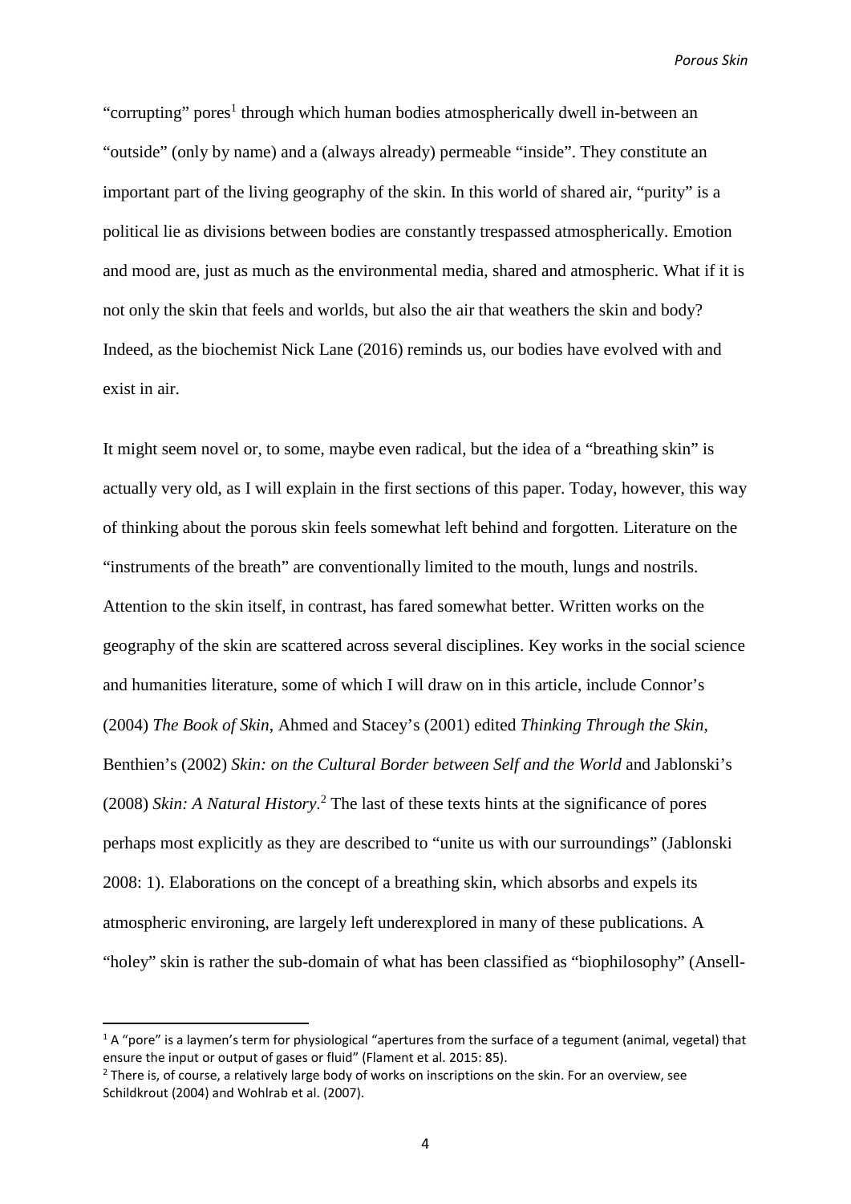"corrupting" pores[1] through which human bodies atmospherically dwell in-between an "outside" (only by name) and a (always already) permeable "inside". They constitute an important part of the living geography of the skin. In this world of shared air, "purity" is a political lie as divisions between bodies are constantly trespassed atmospherically. Emotion and mood are, just as much as the environmental media, shared and atmospheric. What if it is not only the skin that feels and worlds, but also the air that weathers the skin and body? Indeed, as the biochemist Nick Lane (2016) reminds us, our bodies have evolved with and exist in air.

It might seem novel or, to some, maybe even radical, but the idea of a "breathing skin" is actually very old, as I will explain in the first sections of this paper. Today, however, this way of thinking about the porous skin feels somewhat left behind and forgotten. Literature on the "instruments of the breath" are conventionally limited to the mouth, lungs and nostrils. Attention to the skin itself, in contrast, has fared somewhat better. Written works on the geography of the skin are scattered across several disciplines. Key works in the social science and humanities literature, some of which I will draw on in this article, include Connor's (2004) *The Book of Skin*, Ahmed and Stacey's (2001) edited *Thinking Through the Skin*, Benthien's (2002) *Skin: on the Cultural Border between Self and the World* and Jablonski's (2008) *Skin: A Natural History*.[2] The last of these texts hints at the significance of pores perhaps most explicitly as they are described to "unite us with our surroundings" (Jablonski 2008: 1). Elaborations on the concept of a breathing skin, which absorbs and expels its atmospheric environing, are largely left underexplored in many of these publications. A "holey" skin is rather the sub-domain of what has been classified as "biophilosophy" (Ansell-

---

[1] A "pore" is a laymen's term for physiological "apertures from the surface of a tegument (animal, vegetal) that ensure the input or output of gases or fluid" (Flament et al. 2015: 85).

[2] There is, of course, a relatively large body of works on inscriptions on the skin. For an overview, see Schildkrout (2004) and Wohlrab et al. (2007).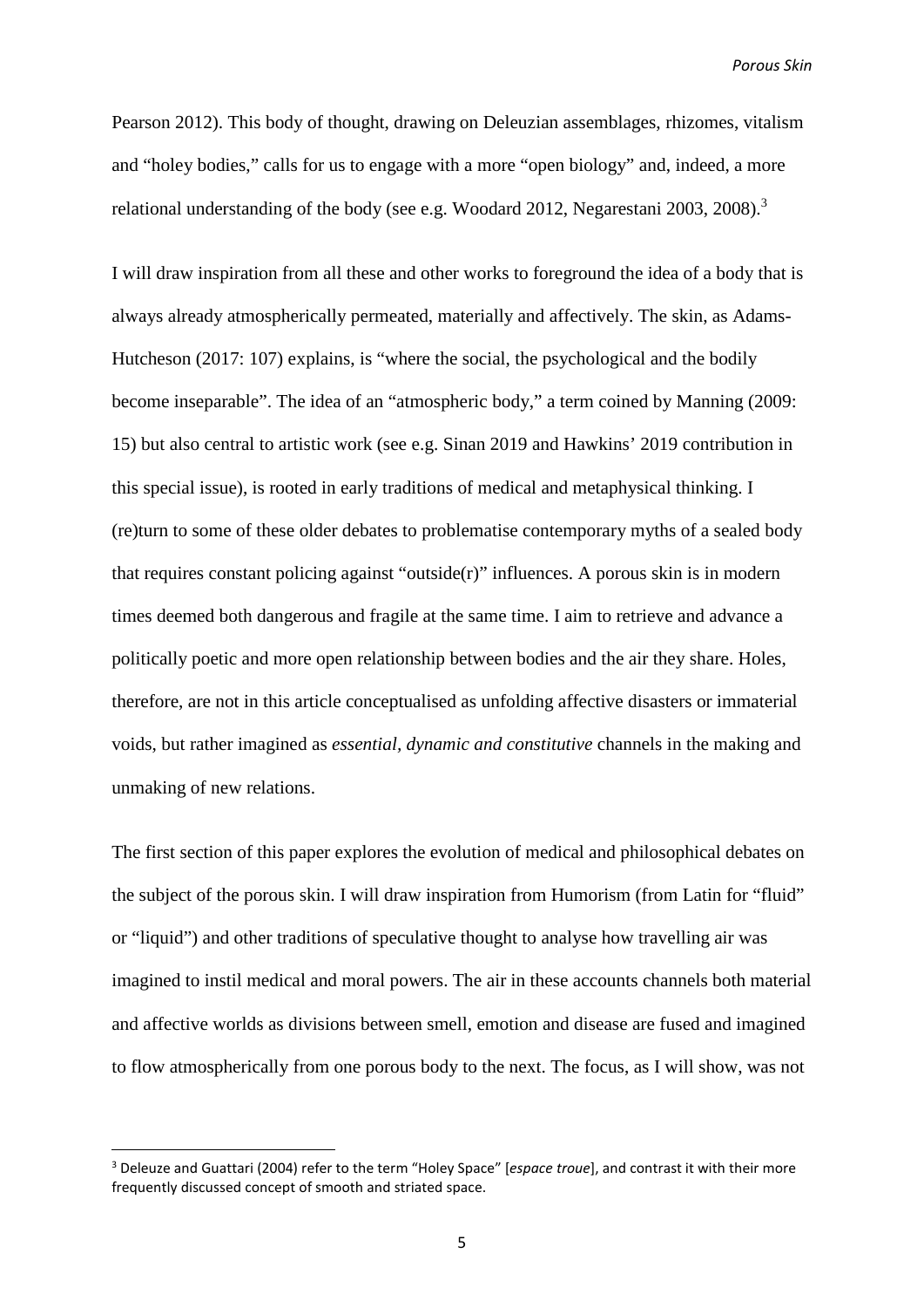Pearson 2012). This body of thought, drawing on Deleuzian assemblages, rhizomes, vitalism and "holey bodies," calls for us to engage with a more "open biology" and, indeed, a more relational understanding of the body (see e.g. Woodard 2012, Negarestani 2003, 2008).[3]

I will draw inspiration from all these and other works to foreground the idea of a body that is always already atmospherically permeated, materially and affectively. The skin, as Adams-Hutcheson (2017: 107) explains, is "where the social, the psychological and the bodily become inseparable". The idea of an "atmospheric body," a term coined by Manning (2009: 15) but also central to artistic work (see e.g. Sinan 2019 and Hawkins' 2019 contribution in this special issue), is rooted in early traditions of medical and metaphysical thinking. I (re)turn to some of these older debates to problematise contemporary myths of a sealed body that requires constant policing against "outside(r)" influences. A porous skin is in modern times deemed both dangerous and fragile at the same time. I aim to retrieve and advance a politically poetic and more open relationship between bodies and the air they share. Holes, therefore, are not in this article conceptualised as unfolding affective disasters or immaterial voids, but rather imagined as *essential, dynamic and constitutive* channels in the making and unmaking of new relations.

The first section of this paper explores the evolution of medical and philosophical debates on the subject of the porous skin. I will draw inspiration from Humorism (from Latin for "fluid" or "liquid") and other traditions of speculative thought to analyse how travelling air was imagined to instil medical and moral powers. The air in these accounts channels both material and affective worlds as divisions between smell, emotion and disease are fused and imagined to flow atmospherically from one porous body to the next. The focus, as I will show, was not

[3] Deleuze and Guattari (2004) refer to the term "Holey Space" [*espace troue*], and contrast it with their more frequently discussed concept of smooth and striated space.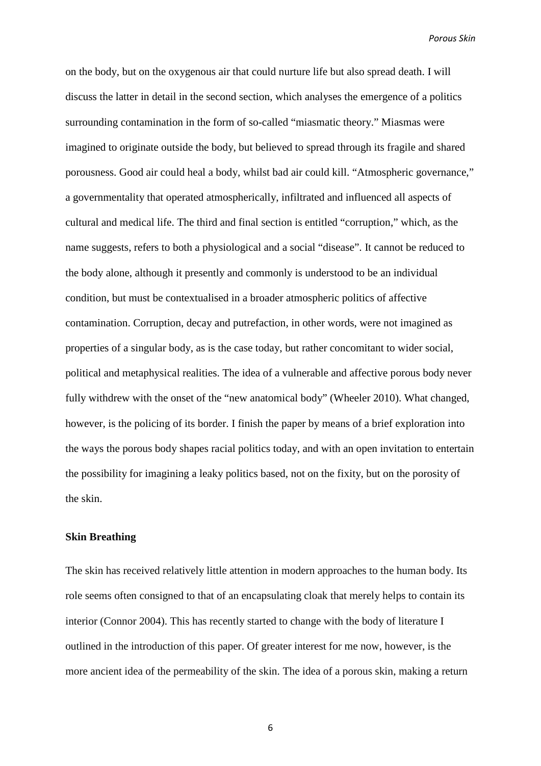on the body, but on the oxygenous air that could nurture life but also spread death. I will discuss the latter in detail in the second section, which analyses the emergence of a politics surrounding contamination in the form of so-called "miasmatic theory." Miasmas were imagined to originate outside the body, but believed to spread through its fragile and shared porousness. Good air could heal a body, whilst bad air could kill. "Atmospheric governance," a governmentality that operated atmospherically, infiltrated and influenced all aspects of cultural and medical life. The third and final section is entitled "corruption," which, as the name suggests, refers to both a physiological and a social "disease". It cannot be reduced to the body alone, although it presently and commonly is understood to be an individual condition, but must be contextualised in a broader atmospheric politics of affective contamination. Corruption, decay and putrefaction, in other words, were not imagined as properties of a singular body, as is the case today, but rather concomitant to wider social, political and metaphysical realities. The idea of a vulnerable and affective porous body never fully withdrew with the onset of the "new anatomical body" (Wheeler 2010). What changed, however, is the policing of its border. I finish the paper by means of a brief exploration into the ways the porous body shapes racial politics today, and with an open invitation to entertain the possibility for imagining a leaky politics based, not on the fixity, but on the porosity of the skin.

## Skin Breathing

The skin has received relatively little attention in modern approaches to the human body. Its role seems often consigned to that of an encapsulating cloak that merely helps to contain its interior (Connor 2004). This has recently started to change with the body of literature I outlined in the introduction of this paper. Of greater interest for me now, however, is the more ancient idea of the permeability of the skin. The idea of a porous skin, making a return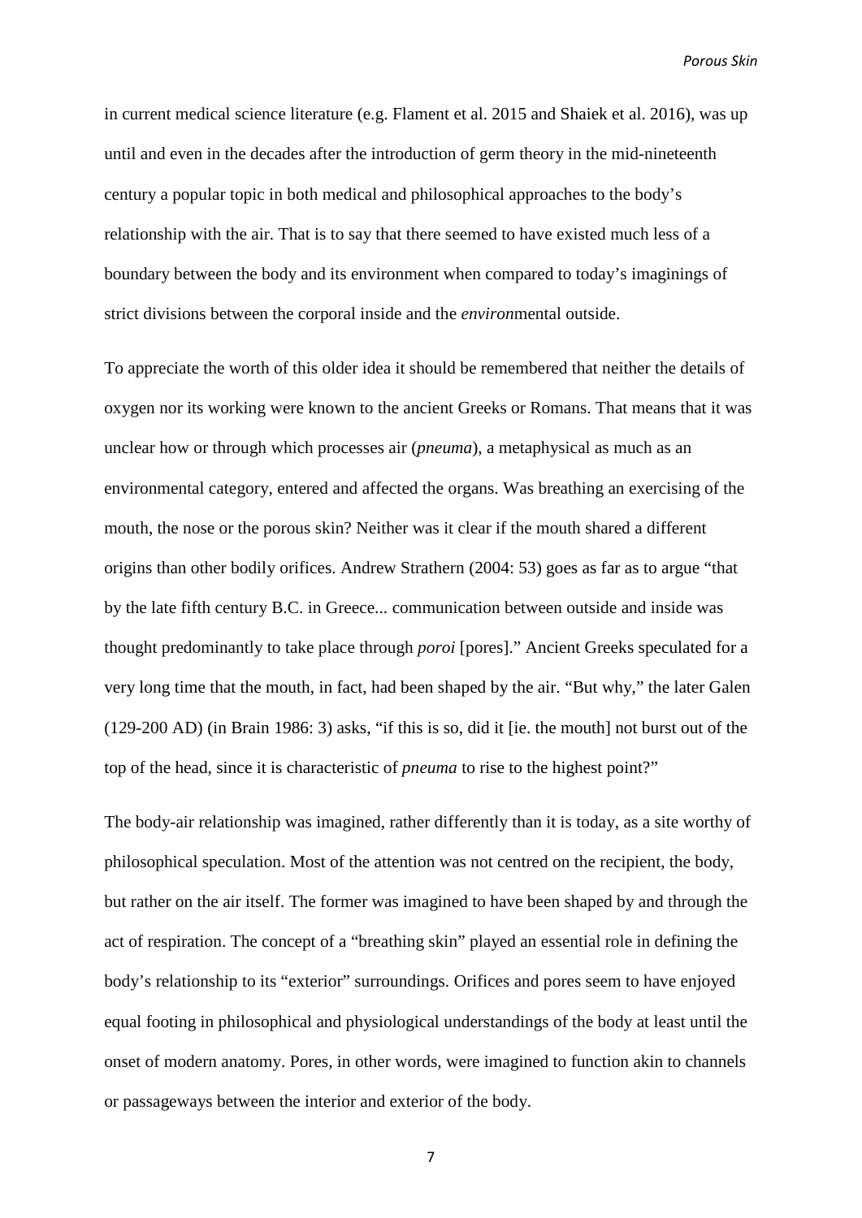in current medical science literature (e.g. Flament et al. 2015 and Shaiek et al. 2016), was up until and even in the decades after the introduction of germ theory in the mid-nineteenth century a popular topic in both medical and philosophical approaches to the body's relationship with the air. That is to say that there seemed to have existed much less of a boundary between the body and its environment when compared to today's imaginings of strict divisions between the corporal inside and the *environ*mental outside.

To appreciate the worth of this older idea it should be remembered that neither the details of oxygen nor its working were known to the ancient Greeks or Romans. That means that it was unclear how or through which processes air (*pneuma*), a metaphysical as much as an environmental category, entered and affected the organs. Was breathing an exercising of the mouth, the nose or the porous skin? Neither was it clear if the mouth shared a different origins than other bodily orifices. Andrew Strathern (2004: 53) goes as far as to argue "that by the late fifth century B.C. in Greece... communication between outside and inside was thought predominantly to take place through *poroi* [pores]." Ancient Greeks speculated for a very long time that the mouth, in fact, had been shaped by the air. "But why," the later Galen (129-200 AD) (in Brain 1986: 3) asks, "if this is so, did it [ie. the mouth] not burst out of the top of the head, since it is characteristic of *pneuma* to rise to the highest point?"

The body-air relationship was imagined, rather differently than it is today, as a site worthy of philosophical speculation. Most of the attention was not centred on the recipient, the body, but rather on the air itself. The former was imagined to have been shaped by and through the act of respiration. The concept of a "breathing skin" played an essential role in defining the body's relationship to its "exterior" surroundings. Orifices and pores seem to have enjoyed equal footing in philosophical and physiological understandings of the body at least until the onset of modern anatomy. Pores, in other words, were imagined to function akin to channels or passageways between the interior and exterior of the body.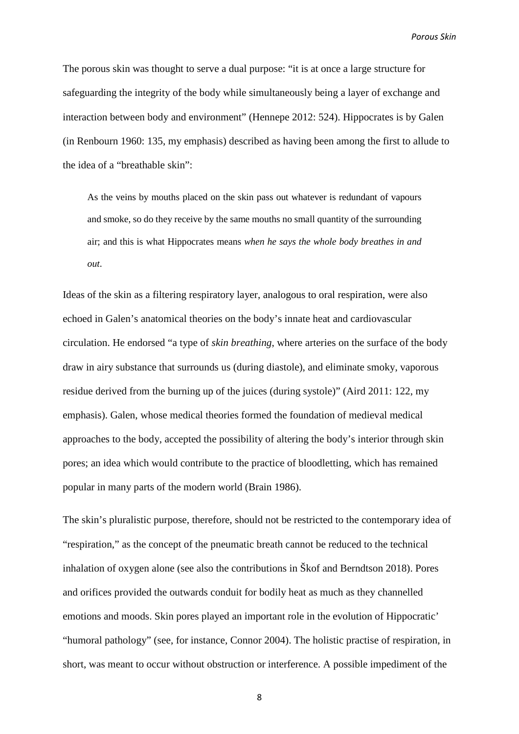The porous skin was thought to serve a dual purpose: "it is at once a large structure for safeguarding the integrity of the body while simultaneously being a layer of exchange and interaction between body and environment" (Hennepe 2012: 524). Hippocrates is by Galen (in Renbourn 1960: 135, my emphasis) described as having been among the first to allude to the idea of a "breathable skin":

> As the veins by mouths placed on the skin pass out whatever is redundant of vapours and smoke, so do they receive by the same mouths no small quantity of the surrounding air; and this is what Hippocrates means *when he says the whole body breathes in and out*.

Ideas of the skin as a filtering respiratory layer, analogous to oral respiration, were also echoed in Galen's anatomical theories on the body's innate heat and cardiovascular circulation. He endorsed "a type of *skin breathing*, where arteries on the surface of the body draw in airy substance that surrounds us (during diastole), and eliminate smoky, vaporous residue derived from the burning up of the juices (during systole)" (Aird 2011: 122, my emphasis). Galen, whose medical theories formed the foundation of medieval medical approaches to the body, accepted the possibility of altering the body's interior through skin pores; an idea which would contribute to the practice of bloodletting, which has remained popular in many parts of the modern world (Brain 1986).

The skin's pluralistic purpose, therefore, should not be restricted to the contemporary idea of "respiration," as the concept of the pneumatic breath cannot be reduced to the technical inhalation of oxygen alone (see also the contributions in Škof and Berndtson 2018). Pores and orifices provided the outwards conduit for bodily heat as much as they channelled emotions and moods. Skin pores played an important role in the evolution of Hippocratic' "humoral pathology" (see, for instance, Connor 2004). The holistic practise of respiration, in short, was meant to occur without obstruction or interference. A possible impediment of the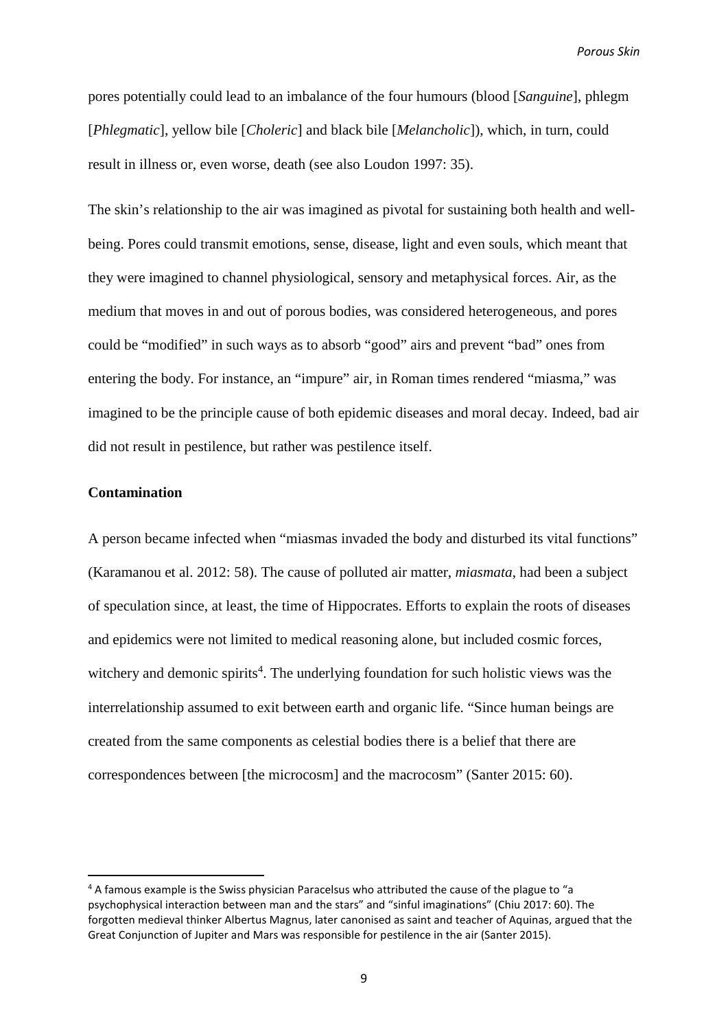pores potentially could lead to an imbalance of the four humours (blood [*Sanguine*], phlegm [*Phlegmatic*], yellow bile [*Choleric*] and black bile [*Melancholic*]), which, in turn, could result in illness or, even worse, death (see also Loudon 1997: 35).

The skin's relationship to the air was imagined as pivotal for sustaining both health and well-being. Pores could transmit emotions, sense, disease, light and even souls, which meant that they were imagined to channel physiological, sensory and metaphysical forces. Air, as the medium that moves in and out of porous bodies, was considered heterogeneous, and pores could be "modified" in such ways as to absorb "good" airs and prevent "bad" ones from entering the body. For instance, an "impure" air, in Roman times rendered "miasma," was imagined to be the principle cause of both epidemic diseases and moral decay. Indeed, bad air did not result in pestilence, but rather was pestilence itself.

## Contamination

A person became infected when "miasmas invaded the body and disturbed its vital functions" (Karamanou et al. 2012: 58). The cause of polluted air matter, *miasmata*, had been a subject of speculation since, at least, the time of Hippocrates. Efforts to explain the roots of diseases and epidemics were not limited to medical reasoning alone, but included cosmic forces, witchery and demonic spirits[4]. The underlying foundation for such holistic views was the interrelationship assumed to exit between earth and organic life. "Since human beings are created from the same components as celestial bodies there is a belief that there are correspondences between [the microcosm] and the macrocosm" (Santer 2015: 60).

[4] A famous example is the Swiss physician Paracelsus who attributed the cause of the plague to "a psychophysical interaction between man and the stars" and "sinful imaginations" (Chiu 2017: 60). The forgotten medieval thinker Albertus Magnus, later canonised as saint and teacher of Aquinas, argued that the Great Conjunction of Jupiter and Mars was responsible for pestilence in the air (Santer 2015).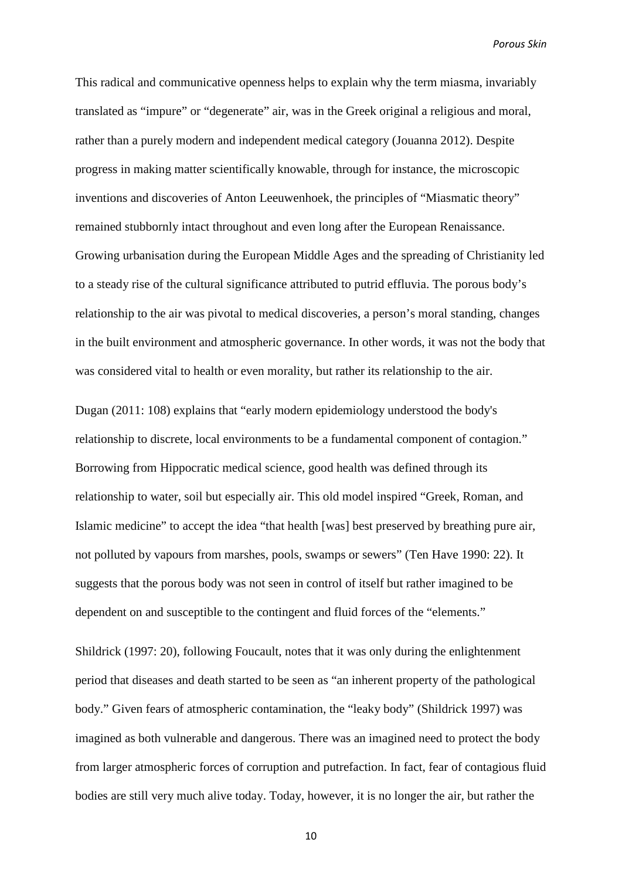This radical and communicative openness helps to explain why the term miasma, invariably translated as "impure" or "degenerate" air, was in the Greek original a religious and moral, rather than a purely modern and independent medical category (Jouanna 2012). Despite progress in making matter scientifically knowable, through for instance, the microscopic inventions and discoveries of Anton Leeuwenhoek, the principles of "Miasmatic theory" remained stubbornly intact throughout and even long after the European Renaissance. Growing urbanisation during the European Middle Ages and the spreading of Christianity led to a steady rise of the cultural significance attributed to putrid effluvia. The porous body's relationship to the air was pivotal to medical discoveries, a person's moral standing, changes in the built environment and atmospheric governance. In other words, it was not the body that was considered vital to health or even morality, but rather its relationship to the air.

Dugan (2011: 108) explains that "early modern epidemiology understood the body's relationship to discrete, local environments to be a fundamental component of contagion." Borrowing from Hippocratic medical science, good health was defined through its relationship to water, soil but especially air. This old model inspired "Greek, Roman, and Islamic medicine" to accept the idea "that health [was] best preserved by breathing pure air, not polluted by vapours from marshes, pools, swamps or sewers" (Ten Have 1990: 22). It suggests that the porous body was not seen in control of itself but rather imagined to be dependent on and susceptible to the contingent and fluid forces of the "elements."

Shildrick (1997: 20), following Foucault, notes that it was only during the enlightenment period that diseases and death started to be seen as "an inherent property of the pathological body." Given fears of atmospheric contamination, the "leaky body" (Shildrick 1997) was imagined as both vulnerable and dangerous. There was an imagined need to protect the body from larger atmospheric forces of corruption and putrefaction. In fact, fear of contagious fluid bodies are still very much alive today. Today, however, it is no longer the air, but rather the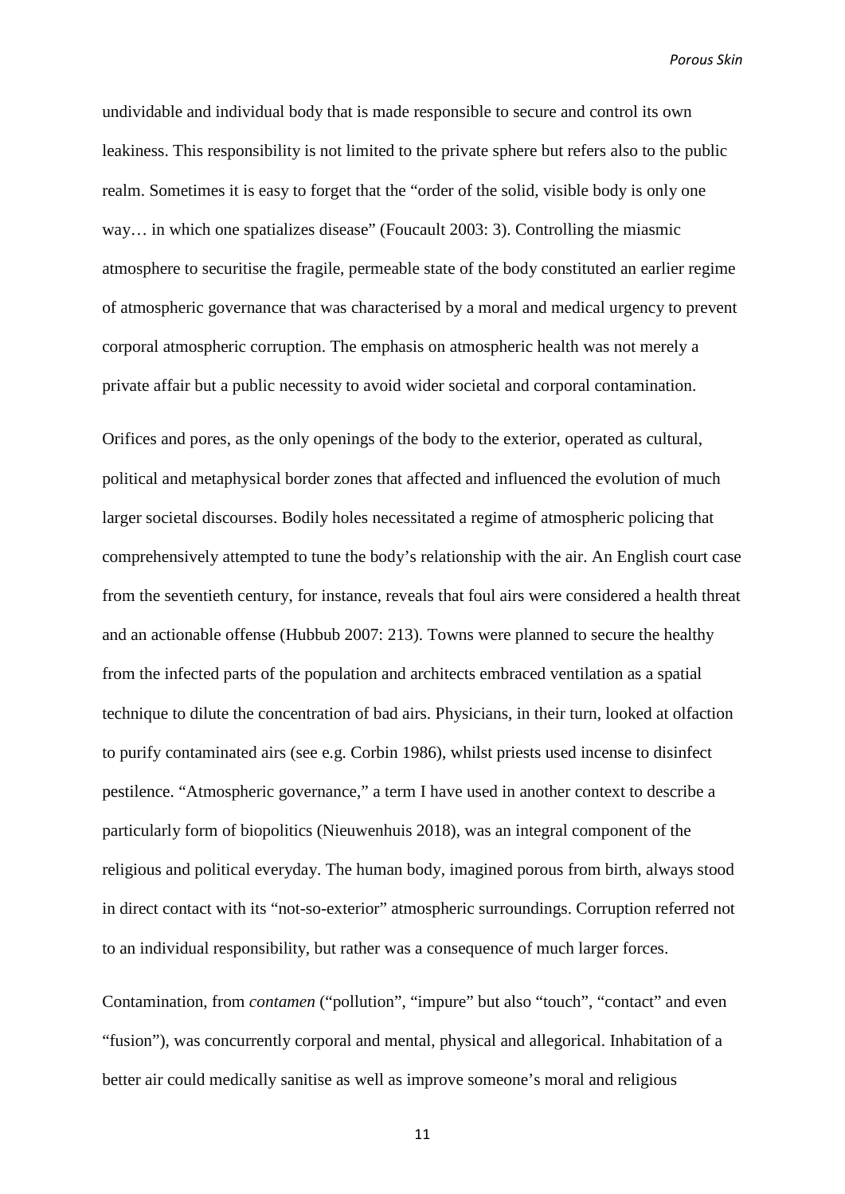undividable and individual body that is made responsible to secure and control its own leakiness. This responsibility is not limited to the private sphere but refers also to the public realm. Sometimes it is easy to forget that the "order of the solid, visible body is only one way… in which one spatializes disease" (Foucault 2003: 3). Controlling the miasmic atmosphere to securitise the fragile, permeable state of the body constituted an earlier regime of atmospheric governance that was characterised by a moral and medical urgency to prevent corporal atmospheric corruption. The emphasis on atmospheric health was not merely a private affair but a public necessity to avoid wider societal and corporal contamination.

Orifices and pores, as the only openings of the body to the exterior, operated as cultural, political and metaphysical border zones that affected and influenced the evolution of much larger societal discourses. Bodily holes necessitated a regime of atmospheric policing that comprehensively attempted to tune the body's relationship with the air. An English court case from the seventieth century, for instance, reveals that foul airs were considered a health threat and an actionable offense (Hubbub 2007: 213). Towns were planned to secure the healthy from the infected parts of the population and architects embraced ventilation as a spatial technique to dilute the concentration of bad airs. Physicians, in their turn, looked at olfaction to purify contaminated airs (see e.g. Corbin 1986), whilst priests used incense to disinfect pestilence. "Atmospheric governance," a term I have used in another context to describe a particularly form of biopolitics (Nieuwenhuis 2018), was an integral component of the religious and political everyday. The human body, imagined porous from birth, always stood in direct contact with its "not-so-exterior" atmospheric surroundings. Corruption referred not to an individual responsibility, but rather was a consequence of much larger forces.

Contamination, from *contamen* ("pollution", "impure" but also "touch", "contact" and even "fusion"), was concurrently corporal and mental, physical and allegorical. Inhabitation of a better air could medically sanitise as well as improve someone's moral and religious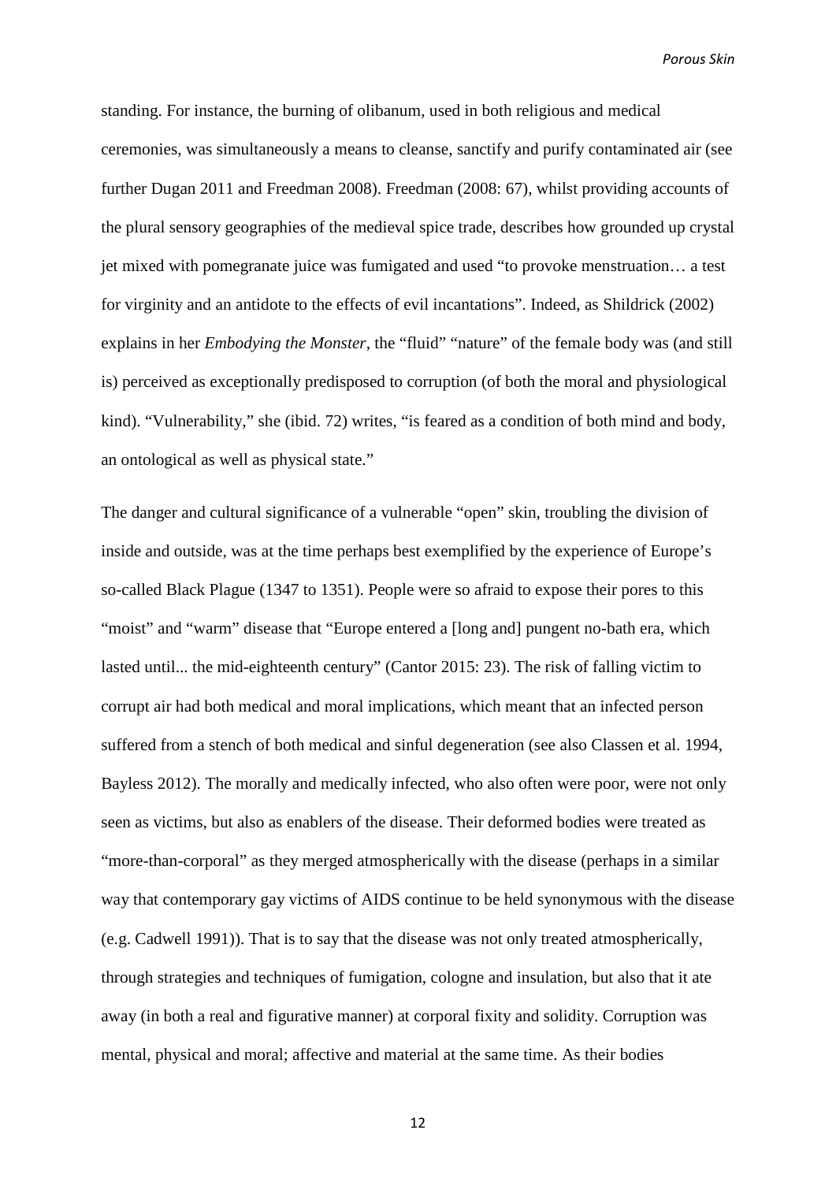standing. For instance, the burning of olibanum, used in both religious and medical ceremonies, was simultaneously a means to cleanse, sanctify and purify contaminated air (see further Dugan 2011 and Freedman 2008). Freedman (2008: 67), whilst providing accounts of the plural sensory geographies of the medieval spice trade, describes how grounded up crystal jet mixed with pomegranate juice was fumigated and used "to provoke menstruation… a test for virginity and an antidote to the effects of evil incantations". Indeed, as Shildrick (2002) explains in her *Embodying the Monster*, the "fluid" "nature" of the female body was (and still is) perceived as exceptionally predisposed to corruption (of both the moral and physiological kind). "Vulnerability," she (ibid. 72) writes, "is feared as a condition of both mind and body, an ontological as well as physical state."

The danger and cultural significance of a vulnerable "open" skin, troubling the division of inside and outside, was at the time perhaps best exemplified by the experience of Europe's so-called Black Plague (1347 to 1351). People were so afraid to expose their pores to this "moist" and "warm" disease that "Europe entered a [long and] pungent no-bath era, which lasted until... the mid-eighteenth century" (Cantor 2015: 23). The risk of falling victim to corrupt air had both medical and moral implications, which meant that an infected person suffered from a stench of both medical and sinful degeneration (see also Classen et al. 1994, Bayless 2012). The morally and medically infected, who also often were poor, were not only seen as victims, but also as enablers of the disease. Their deformed bodies were treated as "more-than-corporal" as they merged atmospherically with the disease (perhaps in a similar way that contemporary gay victims of AIDS continue to be held synonymous with the disease (e.g. Cadwell 1991)). That is to say that the disease was not only treated atmospherically, through strategies and techniques of fumigation, cologne and insulation, but also that it ate away (in both a real and figurative manner) at corporal fixity and solidity. Corruption was mental, physical and moral; affective and material at the same time. As their bodies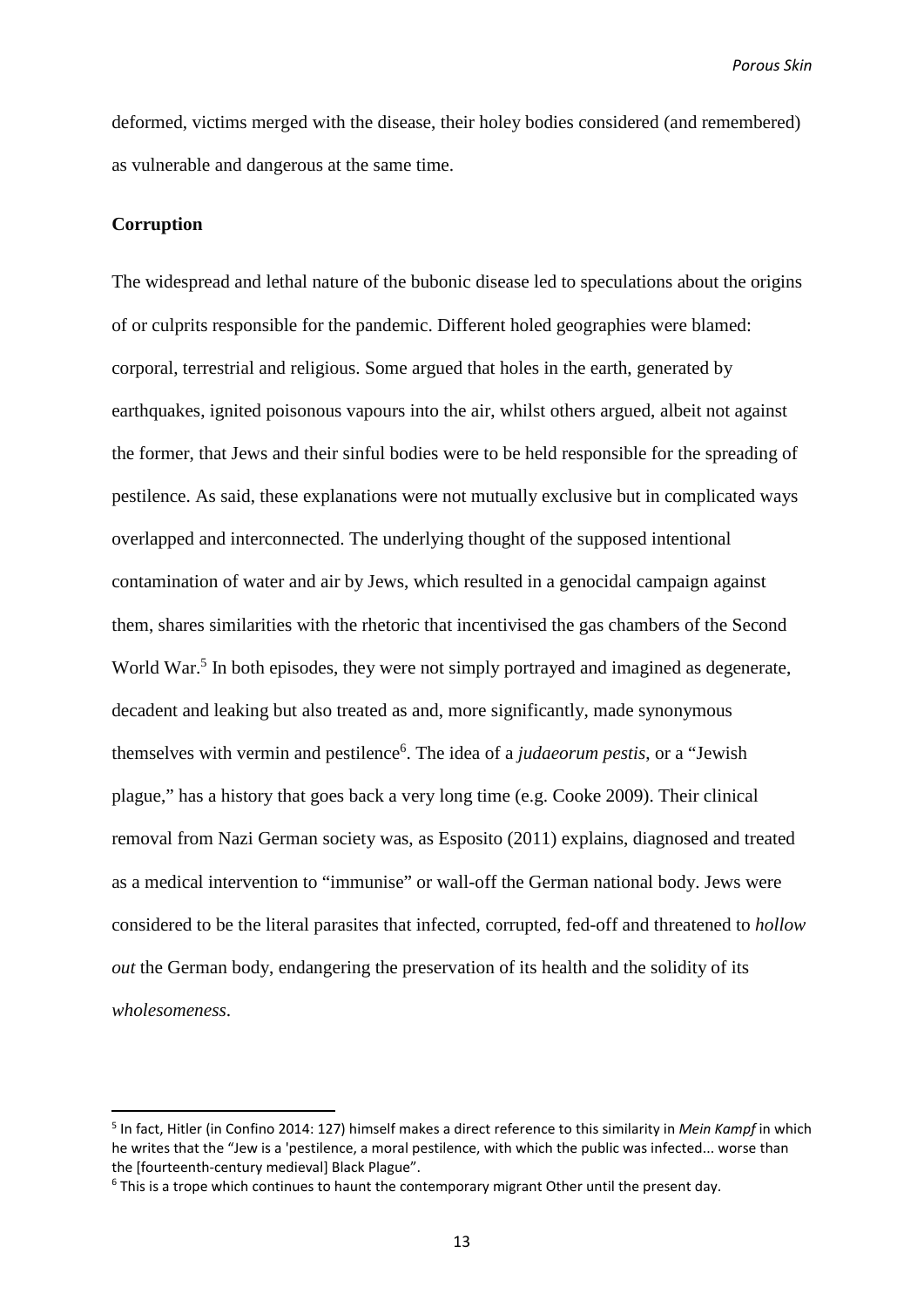deformed, victims merged with the disease, their holey bodies considered (and remembered) as vulnerable and dangerous at the same time.

**Corruption**

The widespread and lethal nature of the bubonic disease led to speculations about the origins of or culprits responsible for the pandemic. Different holed geographies were blamed: corporal, terrestrial and religious. Some argued that holes in the earth, generated by earthquakes, ignited poisonous vapours into the air, whilst others argued, albeit not against the former, that Jews and their sinful bodies were to be held responsible for the spreading of pestilence. As said, these explanations were not mutually exclusive but in complicated ways overlapped and interconnected. The underlying thought of the supposed intentional contamination of water and air by Jews, which resulted in a genocidal campaign against them, shares similarities with the rhetoric that incentivised the gas chambers of the Second World War.[5] In both episodes, they were not simply portrayed and imagined as degenerate, decadent and leaking but also treated as and, more significantly, made synonymous themselves with vermin and pestilence[6]. The idea of a *judaeorum pestis*, or a "Jewish plague," has a history that goes back a very long time (e.g. Cooke 2009). Their clinical removal from Nazi German society was, as Esposito (2011) explains, diagnosed and treated as a medical intervention to "immunise" or wall-off the German national body. Jews were considered to be the literal parasites that infected, corrupted, fed-off and threatened to *hollow out* the German body, endangering the preservation of its health and the solidity of its *wholesomeness*.

---

[5] In fact, Hitler (in Confino 2014: 127) himself makes a direct reference to this similarity in *Mein Kampf* in which he writes that the "Jew is a 'pestilence, a moral pestilence, with which the public was infected... worse than the [fourteenth-century medieval] Black Plague".

[6] This is a trope which continues to haunt the contemporary migrant Other until the present day.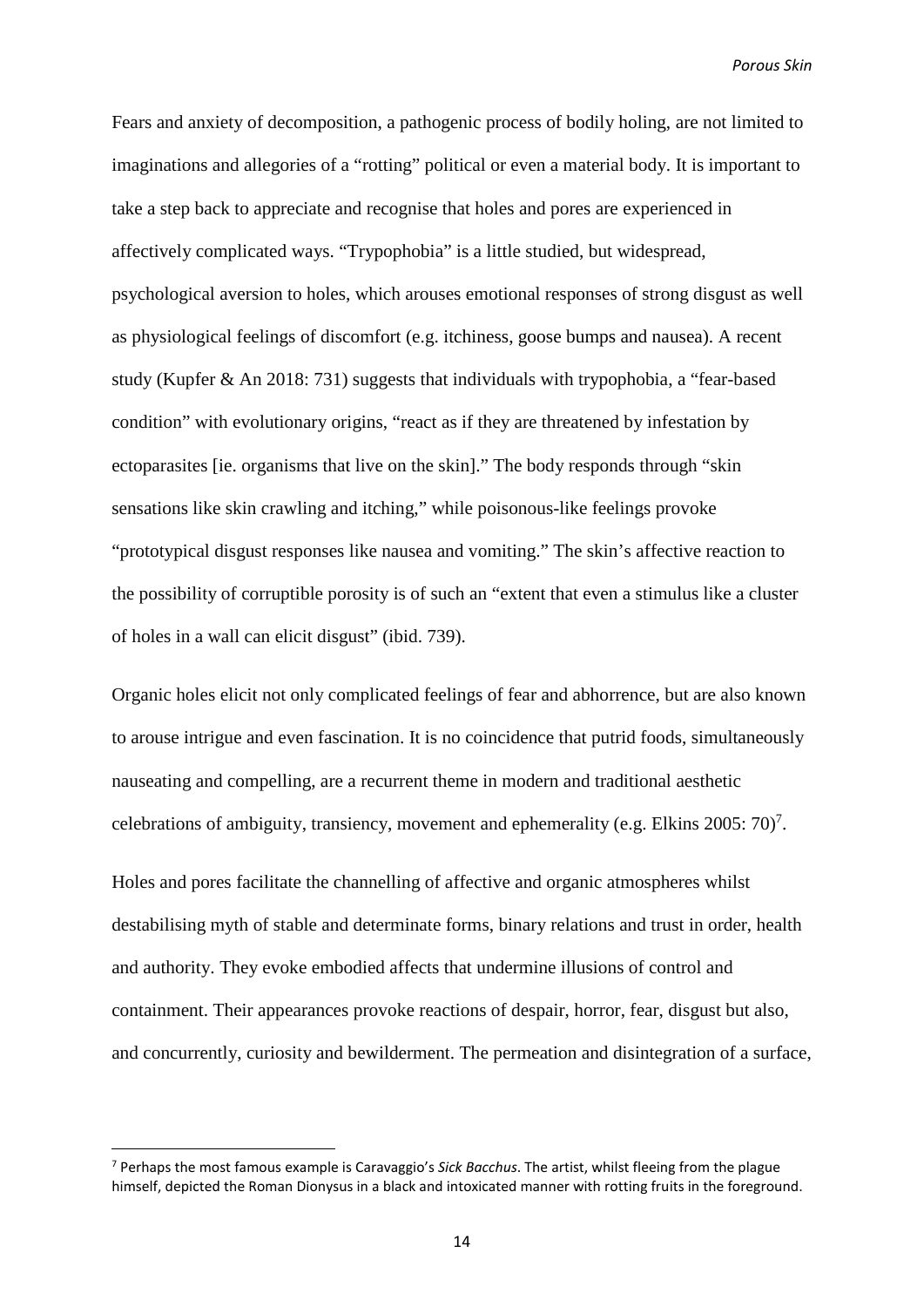Fears and anxiety of decomposition, a pathogenic process of bodily holing, are not limited to imaginations and allegories of a "rotting" political or even a material body. It is important to take a step back to appreciate and recognise that holes and pores are experienced in affectively complicated ways. "Trypophobia" is a little studied, but widespread, psychological aversion to holes, which arouses emotional responses of strong disgust as well as physiological feelings of discomfort (e.g. itchiness, goose bumps and nausea). A recent study (Kupfer & An 2018: 731) suggests that individuals with trypophobia, a "fear-based condition" with evolutionary origins, "react as if they are threatened by infestation by ectoparasites [ie. organisms that live on the skin]." The body responds through "skin sensations like skin crawling and itching," while poisonous-like feelings provoke "prototypical disgust responses like nausea and vomiting." The skin's affective reaction to the possibility of corruptible porosity is of such an "extent that even a stimulus like a cluster of holes in a wall can elicit disgust" (ibid. 739).

Organic holes elicit not only complicated feelings of fear and abhorrence, but are also known to arouse intrigue and even fascination. It is no coincidence that putrid foods, simultaneously nauseating and compelling, are a recurrent theme in modern and traditional aesthetic celebrations of ambiguity, transiency, movement and ephemerality (e.g. Elkins 2005: 70)[7].

Holes and pores facilitate the channelling of affective and organic atmospheres whilst destabilising myth of stable and determinate forms, binary relations and trust in order, health and authority. They evoke embodied affects that undermine illusions of control and containment. Their appearances provoke reactions of despair, horror, fear, disgust but also, and concurrently, curiosity and bewilderment. The permeation and disintegration of a surface,

[7] Perhaps the most famous example is Caravaggio's *Sick Bacchus*. The artist, whilst fleeing from the plague himself, depicted the Roman Dionysus in a black and intoxicated manner with rotting fruits in the foreground.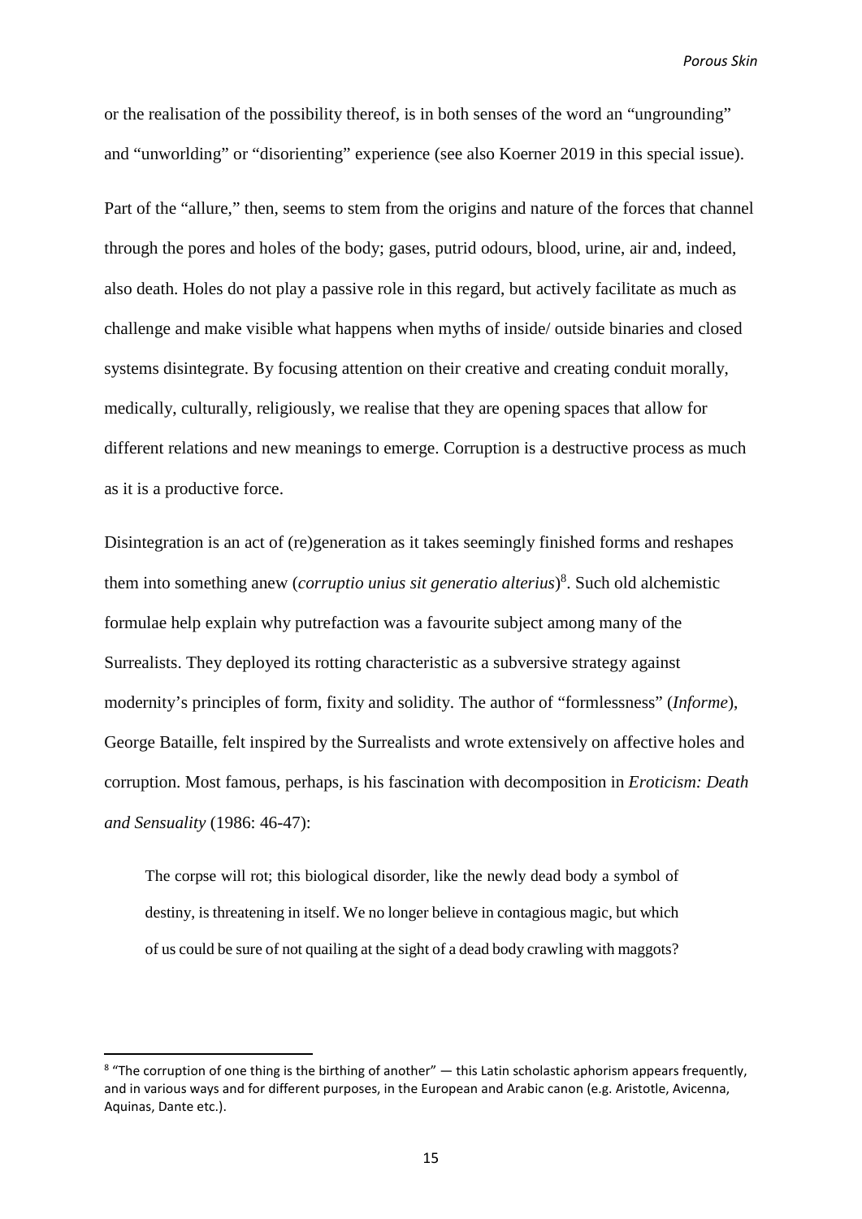or the realisation of the possibility thereof, is in both senses of the word an "ungrounding" and "unworlding" or "disorienting" experience (see also Koerner 2019 in this special issue).

Part of the "allure," then, seems to stem from the origins and nature of the forces that channel through the pores and holes of the body; gases, putrid odours, blood, urine, air and, indeed, also death. Holes do not play a passive role in this regard, but actively facilitate as much as challenge and make visible what happens when myths of inside/ outside binaries and closed systems disintegrate. By focusing attention on their creative and creating conduit morally, medically, culturally, religiously, we realise that they are opening spaces that allow for different relations and new meanings to emerge. Corruption is a destructive process as much as it is a productive force.

Disintegration is an act of (re)generation as it takes seemingly finished forms and reshapes them into something anew (*corruptio unius sit generatio alterius*)[8]. Such old alchemistic formulae help explain why putrefaction was a favourite subject among many of the Surrealists. They deployed its rotting characteristic as a subversive strategy against modernity's principles of form, fixity and solidity. The author of "formlessness" (*Informe*), George Bataille, felt inspired by the Surrealists and wrote extensively on affective holes and corruption. Most famous, perhaps, is his fascination with decomposition in *Eroticism: Death and Sensuality* (1986: 46-47):

> The corpse will rot; this biological disorder, like the newly dead body a symbol of destiny, is threatening in itself. We no longer believe in contagious magic, but which of us could be sure of not quailing at the sight of a dead body crawling with maggots?

[8] "The corruption of one thing is the birthing of another" — this Latin scholastic aphorism appears frequently, and in various ways and for different purposes, in the European and Arabic canon (e.g. Aristotle, Avicenna, Aquinas, Dante etc.).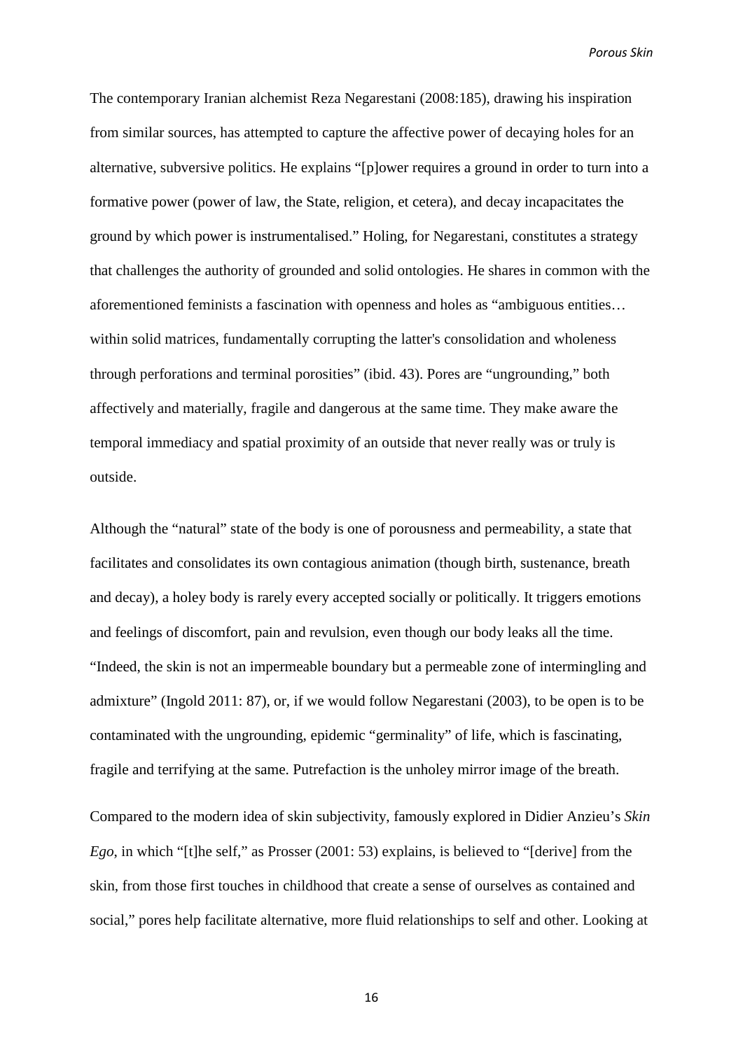The contemporary Iranian alchemist Reza Negarestani (2008:185), drawing his inspiration from similar sources, has attempted to capture the affective power of decaying holes for an alternative, subversive politics. He explains "[p]ower requires a ground in order to turn into a formative power (power of law, the State, religion, et cetera), and decay incapacitates the ground by which power is instrumentalised." Holing, for Negarestani, constitutes a strategy that challenges the authority of grounded and solid ontologies. He shares in common with the aforementioned feminists a fascination with openness and holes as "ambiguous entities… within solid matrices, fundamentally corrupting the latter's consolidation and wholeness through perforations and terminal porosities" (ibid. 43). Pores are "ungrounding," both affectively and materially, fragile and dangerous at the same time. They make aware the temporal immediacy and spatial proximity of an outside that never really was or truly is outside.

Although the "natural" state of the body is one of porousness and permeability, a state that facilitates and consolidates its own contagious animation (though birth, sustenance, breath and decay), a holey body is rarely every accepted socially or politically. It triggers emotions and feelings of discomfort, pain and revulsion, even though our body leaks all the time. "Indeed, the skin is not an impermeable boundary but a permeable zone of intermingling and admixture" (Ingold 2011: 87), or, if we would follow Negarestani (2003), to be open is to be contaminated with the ungrounding, epidemic "germinality" of life, which is fascinating, fragile and terrifying at the same. Putrefaction is the unholey mirror image of the breath.

Compared to the modern idea of skin subjectivity, famously explored in Didier Anzieu's *Skin Ego*, in which "[t]he self," as Prosser (2001: 53) explains, is believed to "[derive] from the skin, from those first touches in childhood that create a sense of ourselves as contained and social," pores help facilitate alternative, more fluid relationships to self and other. Looking at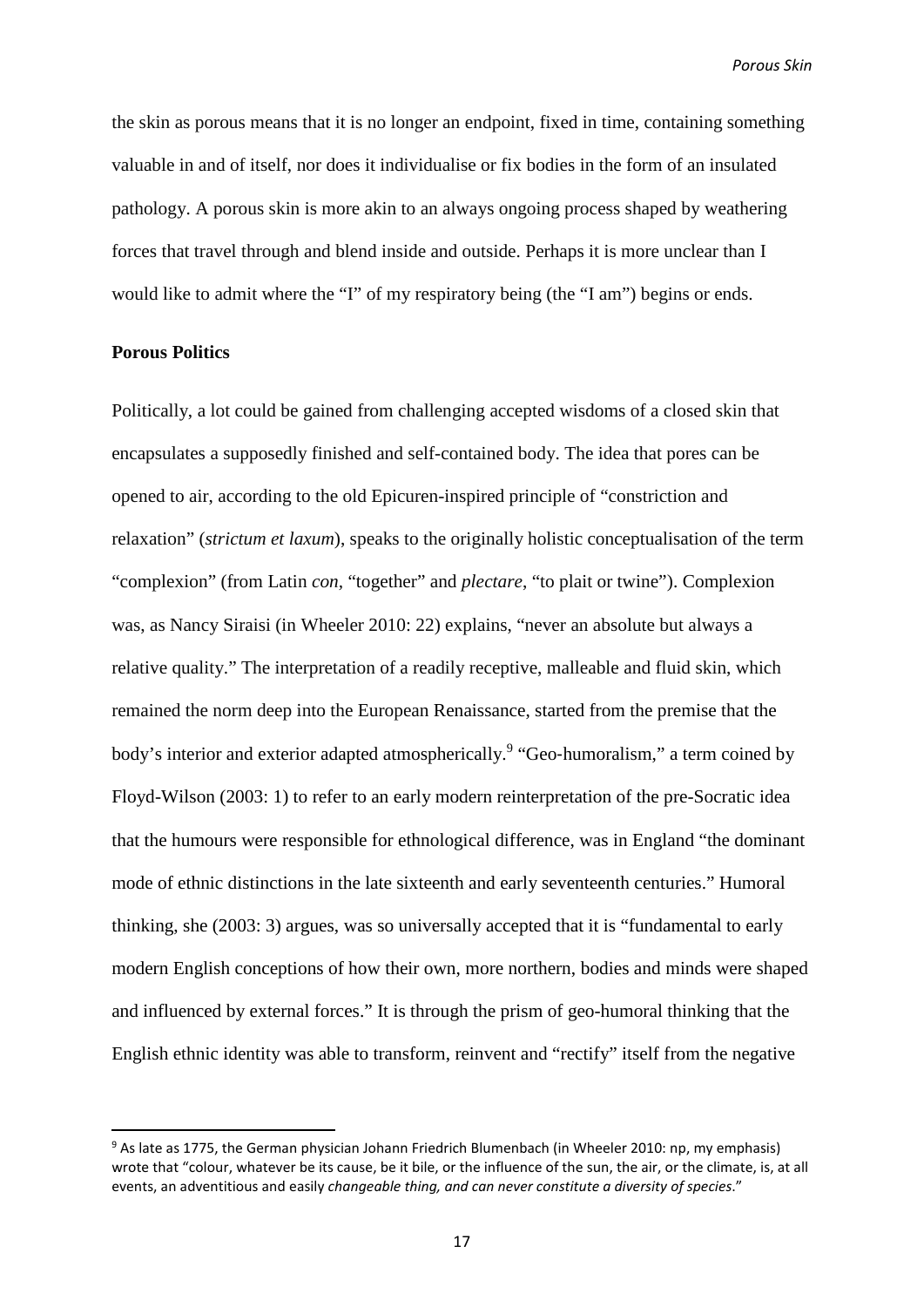the skin as porous means that it is no longer an endpoint, fixed in time, containing something valuable in and of itself, nor does it individualise or fix bodies in the form of an insulated pathology. A porous skin is more akin to an always ongoing process shaped by weathering forces that travel through and blend inside and outside. Perhaps it is more unclear than I would like to admit where the "I" of my respiratory being (the "I am") begins or ends.

**Porous Politics**

Politically, a lot could be gained from challenging accepted wisdoms of a closed skin that encapsulates a supposedly finished and self-contained body. The idea that pores can be opened to air, according to the old Epicuren-inspired principle of "constriction and relaxation" (*strictum et laxum*), speaks to the originally holistic conceptualisation of the term "complexion" (from Latin *con*, "together" and *plectare*, "to plait or twine"). Complexion was, as Nancy Siraisi (in Wheeler 2010: 22) explains, "never an absolute but always a relative quality." The interpretation of a readily receptive, malleable and fluid skin, which remained the norm deep into the European Renaissance, started from the premise that the body's interior and exterior adapted atmospherically.[9] "Geo-humoralism," a term coined by Floyd-Wilson (2003: 1) to refer to an early modern reinterpretation of the pre-Socratic idea that the humours were responsible for ethnological difference, was in England "the dominant mode of ethnic distinctions in the late sixteenth and early seventeenth centuries." Humoral thinking, she (2003: 3) argues, was so universally accepted that it is "fundamental to early modern English conceptions of how their own, more northern, bodies and minds were shaped and influenced by external forces." It is through the prism of geo-humoral thinking that the English ethnic identity was able to transform, reinvent and "rectify" itself from the negative

[9] As late as 1775, the German physician Johann Friedrich Blumenbach (in Wheeler 2010: np, my emphasis) wrote that "colour, whatever be its cause, be it bile, or the influence of the sun, the air, or the climate, is, at all events, an adventitious and easily *changeable thing, and can never constitute a diversity of species*."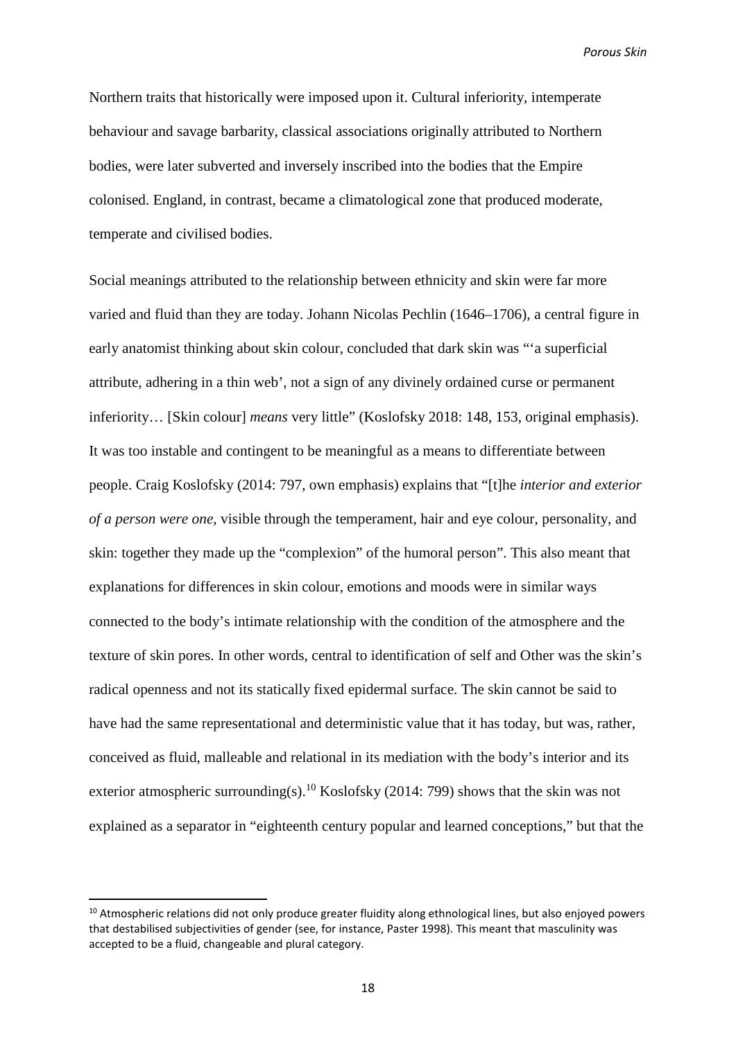Northern traits that historically were imposed upon it. Cultural inferiority, intemperate behaviour and savage barbarity, classical associations originally attributed to Northern bodies, were later subverted and inversely inscribed into the bodies that the Empire colonised. England, in contrast, became a climatological zone that produced moderate, temperate and civilised bodies.

Social meanings attributed to the relationship between ethnicity and skin were far more varied and fluid than they are today. Johann Nicolas Pechlin (1646–1706), a central figure in early anatomist thinking about skin colour, concluded that dark skin was "'a superficial attribute, adhering in a thin web', not a sign of any divinely ordained curse or permanent inferiority… [Skin colour] *means* very little" (Koslofsky 2018: 148, 153, original emphasis). It was too instable and contingent to be meaningful as a means to differentiate between people. Craig Koslofsky (2014: 797, own emphasis) explains that "[t]he *interior and exterior of a person were one*, visible through the temperament, hair and eye colour, personality, and skin: together they made up the "complexion" of the humoral person". This also meant that explanations for differences in skin colour, emotions and moods were in similar ways connected to the body's intimate relationship with the condition of the atmosphere and the texture of skin pores. In other words, central to identification of self and Other was the skin's radical openness and not its statically fixed epidermal surface. The skin cannot be said to have had the same representational and deterministic value that it has today, but was, rather, conceived as fluid, malleable and relational in its mediation with the body's interior and its exterior atmospheric surrounding(s).[10] Koslofsky (2014: 799) shows that the skin was not explained as a separator in "eighteenth century popular and learned conceptions," but that the

[10] Atmospheric relations did not only produce greater fluidity along ethnological lines, but also enjoyed powers that destabilised subjectivities of gender (see, for instance, Paster 1998). This meant that masculinity was accepted to be a fluid, changeable and plural category.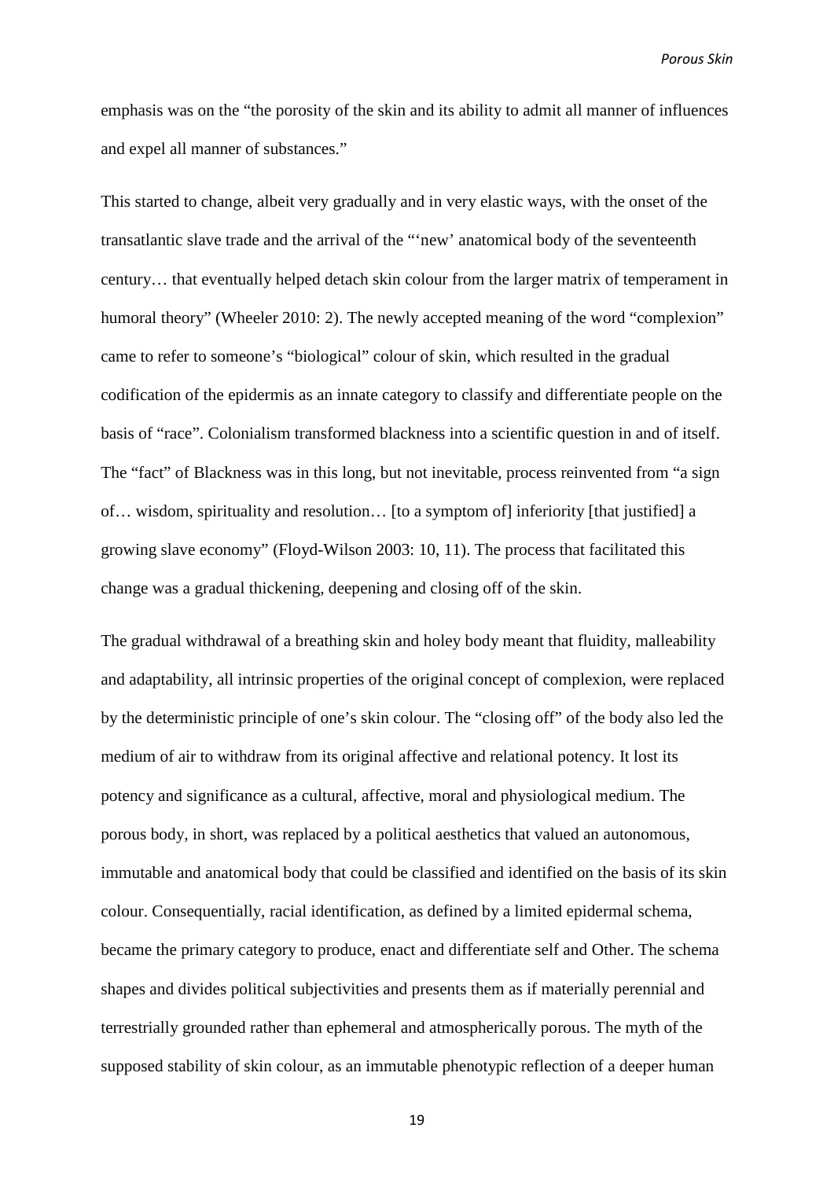emphasis was on the "the porosity of the skin and its ability to admit all manner of influences and expel all manner of substances."

This started to change, albeit very gradually and in very elastic ways, with the onset of the transatlantic slave trade and the arrival of the "'new' anatomical body of the seventeenth century… that eventually helped detach skin colour from the larger matrix of temperament in humoral theory" (Wheeler 2010: 2). The newly accepted meaning of the word "complexion" came to refer to someone's "biological" colour of skin, which resulted in the gradual codification of the epidermis as an innate category to classify and differentiate people on the basis of "race". Colonialism transformed blackness into a scientific question in and of itself. The "fact" of Blackness was in this long, but not inevitable, process reinvented from "a sign of… wisdom, spirituality and resolution… [to a symptom of] inferiority [that justified] a growing slave economy" (Floyd-Wilson 2003: 10, 11). The process that facilitated this change was a gradual thickening, deepening and closing off of the skin.

The gradual withdrawal of a breathing skin and holey body meant that fluidity, malleability and adaptability, all intrinsic properties of the original concept of complexion, were replaced by the deterministic principle of one's skin colour. The "closing off" of the body also led the medium of air to withdraw from its original affective and relational potency. It lost its potency and significance as a cultural, affective, moral and physiological medium. The porous body, in short, was replaced by a political aesthetics that valued an autonomous, immutable and anatomical body that could be classified and identified on the basis of its skin colour. Consequentially, racial identification, as defined by a limited epidermal schema, became the primary category to produce, enact and differentiate self and Other. The schema shapes and divides political subjectivities and presents them as if materially perennial and terrestrially grounded rather than ephemeral and atmospherically porous. The myth of the supposed stability of skin colour, as an immutable phenotypic reflection of a deeper human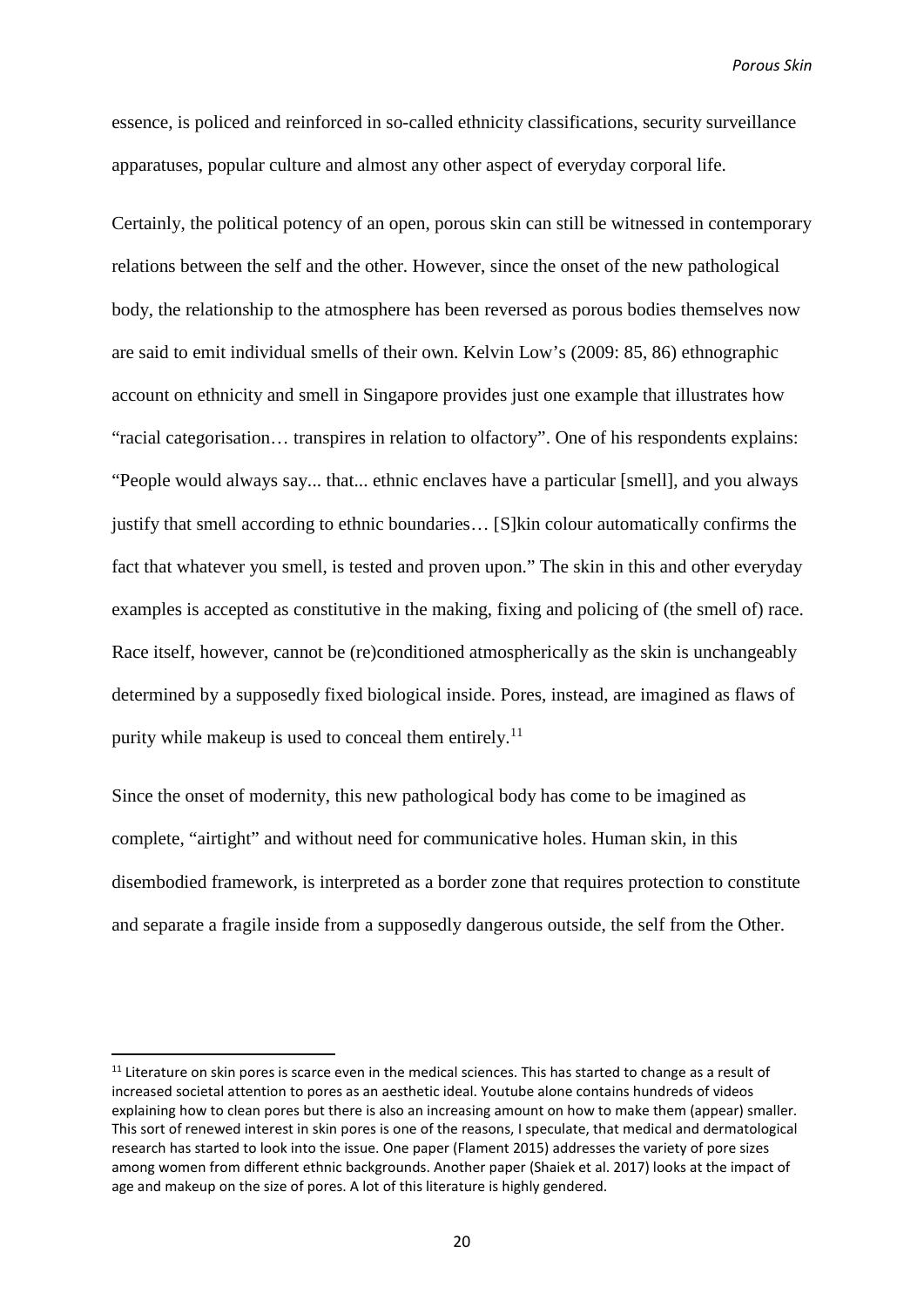essence, is policed and reinforced in so-called ethnicity classifications, security surveillance apparatuses, popular culture and almost any other aspect of everyday corporal life.

Certainly, the political potency of an open, porous skin can still be witnessed in contemporary relations between the self and the other. However, since the onset of the new pathological body, the relationship to the atmosphere has been reversed as porous bodies themselves now are said to emit individual smells of their own. Kelvin Low's (2009: 85, 86) ethnographic account on ethnicity and smell in Singapore provides just one example that illustrates how "racial categorisation… transpires in relation to olfactory". One of his respondents explains: "People would always say... that... ethnic enclaves have a particular [smell], and you always justify that smell according to ethnic boundaries… [S]kin colour automatically confirms the fact that whatever you smell, is tested and proven upon." The skin in this and other everyday examples is accepted as constitutive in the making, fixing and policing of (the smell of) race. Race itself, however, cannot be (re)conditioned atmospherically as the skin is unchangeably determined by a supposedly fixed biological inside. Pores, instead, are imagined as flaws of purity while makeup is used to conceal them entirely.[11]

Since the onset of modernity, this new pathological body has come to be imagined as complete, "airtight" and without need for communicative holes. Human skin, in this disembodied framework, is interpreted as a border zone that requires protection to constitute and separate a fragile inside from a supposedly dangerous outside, the self from the Other.

---

[11] Literature on skin pores is scarce even in the medical sciences. This has started to change as a result of increased societal attention to pores as an aesthetic ideal. Youtube alone contains hundreds of videos explaining how to clean pores but there is also an increasing amount on how to make them (appear) smaller. This sort of renewed interest in skin pores is one of the reasons, I speculate, that medical and dermatological research has started to look into the issue. One paper (Flament 2015) addresses the variety of pore sizes among women from different ethnic backgrounds. Another paper (Shaiek et al. 2017) looks at the impact of age and makeup on the size of pores. A lot of this literature is highly gendered.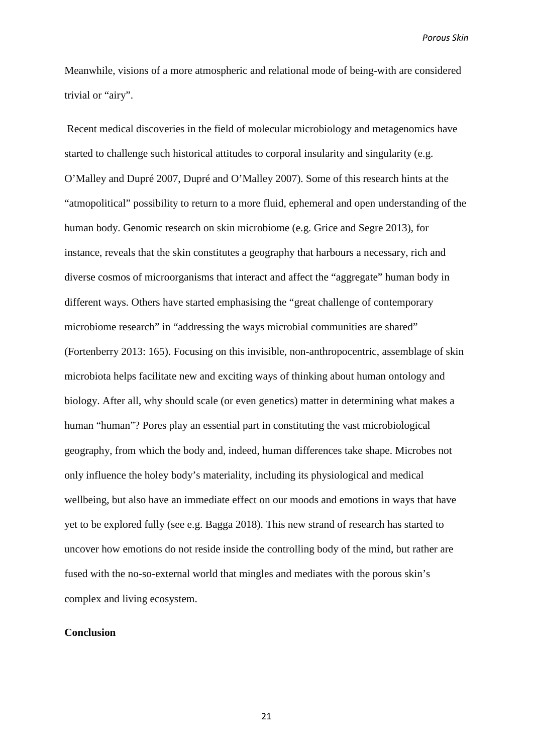Meanwhile, visions of a more atmospheric and relational mode of being-with are considered trivial or "airy".

Recent medical discoveries in the field of molecular microbiology and metagenomics have started to challenge such historical attitudes to corporal insularity and singularity (e.g. O'Malley and Dupré 2007, Dupré and O'Malley 2007). Some of this research hints at the "atmopolitical" possibility to return to a more fluid, ephemeral and open understanding of the human body. Genomic research on skin microbiome (e.g. Grice and Segre 2013), for instance, reveals that the skin constitutes a geography that harbours a necessary, rich and diverse cosmos of microorganisms that interact and affect the "aggregate" human body in different ways. Others have started emphasising the "great challenge of contemporary microbiome research" in "addressing the ways microbial communities are shared" (Fortenberry 2013: 165). Focusing on this invisible, non-anthropocentric, assemblage of skin microbiota helps facilitate new and exciting ways of thinking about human ontology and biology. After all, why should scale (or even genetics) matter in determining what makes a human "human"? Pores play an essential part in constituting the vast microbiological geography, from which the body and, indeed, human differences take shape. Microbes not only influence the holey body's materiality, including its physiological and medical wellbeing, but also have an immediate effect on our moods and emotions in ways that have yet to be explored fully (see e.g. Bagga 2018). This new strand of research has started to uncover how emotions do not reside inside the controlling body of the mind, but rather are fused with the no-so-external world that mingles and mediates with the porous skin's complex and living ecosystem.

## Conclusion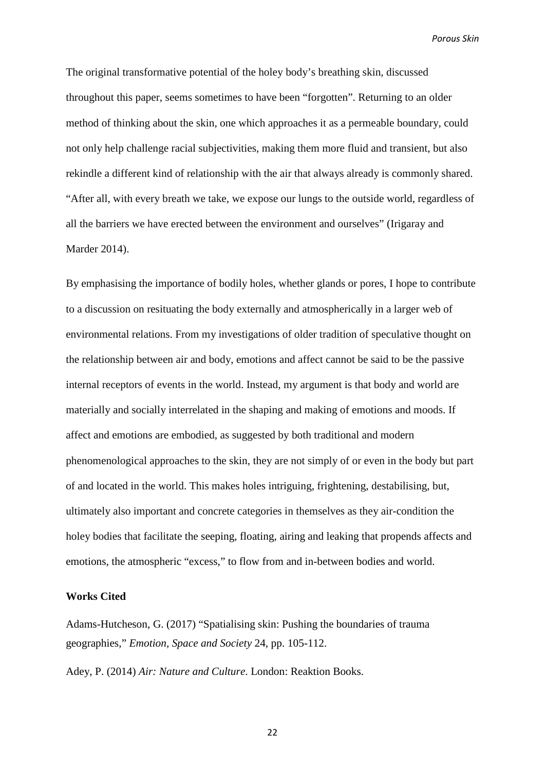The original transformative potential of the holey body's breathing skin, discussed throughout this paper, seems sometimes to have been "forgotten". Returning to an older method of thinking about the skin, one which approaches it as a permeable boundary, could not only help challenge racial subjectivities, making them more fluid and transient, but also rekindle a different kind of relationship with the air that always already is commonly shared. "After all, with every breath we take, we expose our lungs to the outside world, regardless of all the barriers we have erected between the environment and ourselves" (Irigaray and Marder 2014).

By emphasising the importance of bodily holes, whether glands or pores, I hope to contribute to a discussion on resituating the body externally and atmospherically in a larger web of environmental relations. From my investigations of older tradition of speculative thought on the relationship between air and body, emotions and affect cannot be said to be the passive internal receptors of events in the world. Instead, my argument is that body and world are materially and socially interrelated in the shaping and making of emotions and moods. If affect and emotions are embodied, as suggested by both traditional and modern phenomenological approaches to the skin, they are not simply of or even in the body but part of and located in the world. This makes holes intriguing, frightening, destabilising, but, ultimately also important and concrete categories in themselves as they air-condition the holey bodies that facilitate the seeping, floating, airing and leaking that propends affects and emotions, the atmospheric "excess," to flow from and in-between bodies and world.

## Works Cited

Adams-Hutcheson, G. (2017) "Spatialising skin: Pushing the boundaries of trauma geographies," *Emotion, Space and Society* 24, pp. 105-112.

Adey, P. (2014) *Air: Nature and Culture.* London: Reaktion Books.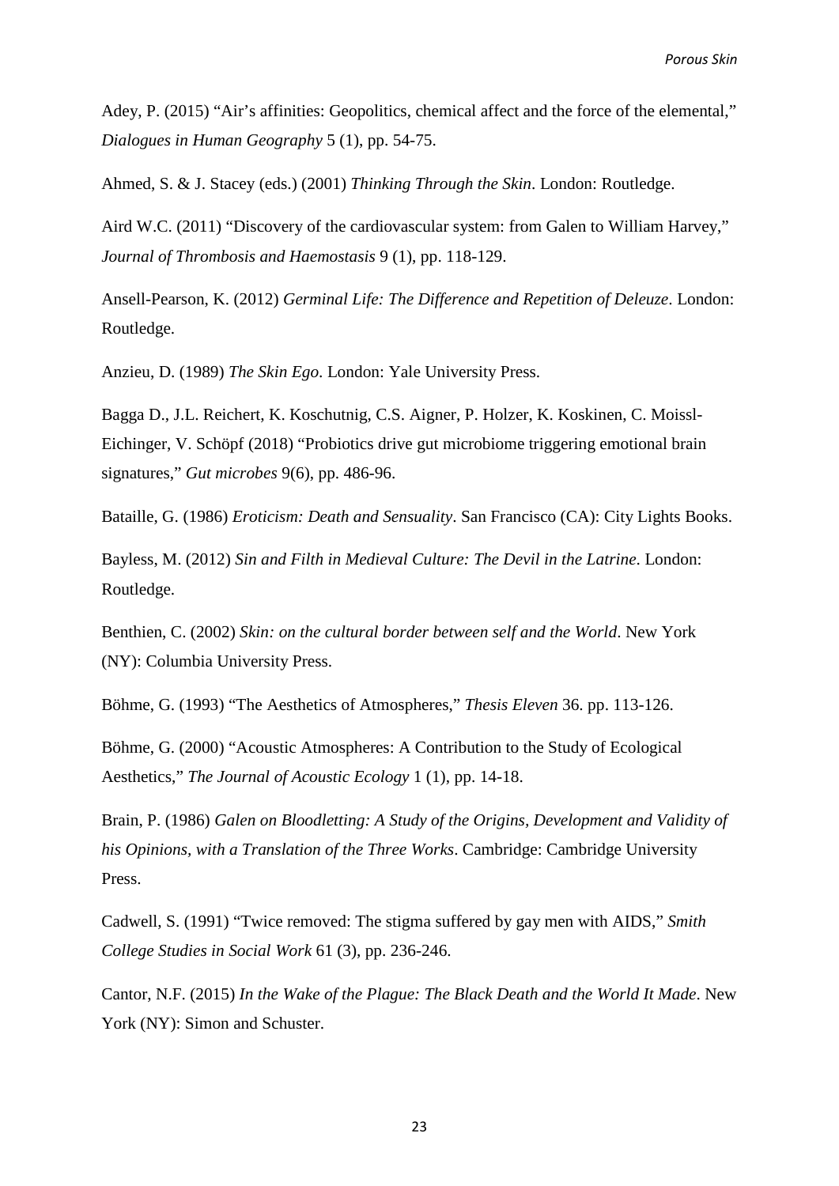Adey, P. (2015) “Air’s affinities: Geopolitics, chemical affect and the force of the elemental,” *Dialogues in Human Geography* 5 (1), pp. 54-75.

Ahmed, S. & J. Stacey (eds.) (2001) *Thinking Through the Skin*. London: Routledge.

Aird W.C. (2011) “Discovery of the cardiovascular system: from Galen to William Harvey,” *Journal of Thrombosis and Haemostasis* 9 (1), pp. 118-129.

Ansell-Pearson, K. (2012) *Germinal Life: The Difference and Repetition of Deleuze*. London: Routledge.

Anzieu, D. (1989) *The Skin Ego*. London: Yale University Press.

Bagga D., J.L. Reichert, K. Koschutnig, C.S. Aigner, P. Holzer, K. Koskinen, C. Moissl-Eichinger, V. Schöpf (2018) “Probiotics drive gut microbiome triggering emotional brain signatures,” *Gut microbes* 9(6), pp. 486-96.

Bataille, G. (1986) *Eroticism: Death and Sensuality*. San Francisco (CA): City Lights Books.

Bayless, M. (2012) *Sin and Filth in Medieval Culture: The Devil in the Latrine*. London: Routledge.

Benthien, C. (2002) *Skin: on the cultural border between self and the World*. New York (NY): Columbia University Press.

Böhme, G. (1993) “The Aesthetics of Atmospheres,” *Thesis Eleven* 36. pp. 113-126.

Böhme, G. (2000) “Acoustic Atmospheres: A Contribution to the Study of Ecological Aesthetics,” *The Journal of Acoustic Ecology* 1 (1), pp. 14-18.

Brain, P. (1986) *Galen on Bloodletting: A Study of the Origins, Development and Validity of his Opinions, with a Translation of the Three Works*. Cambridge: Cambridge University Press.

Cadwell, S. (1991) “Twice removed: The stigma suffered by gay men with AIDS,” *Smith College Studies in Social Work* 61 (3), pp. 236-246.

Cantor, N.F. (2015) *In the Wake of the Plague: The Black Death and the World It Made*. New York (NY): Simon and Schuster.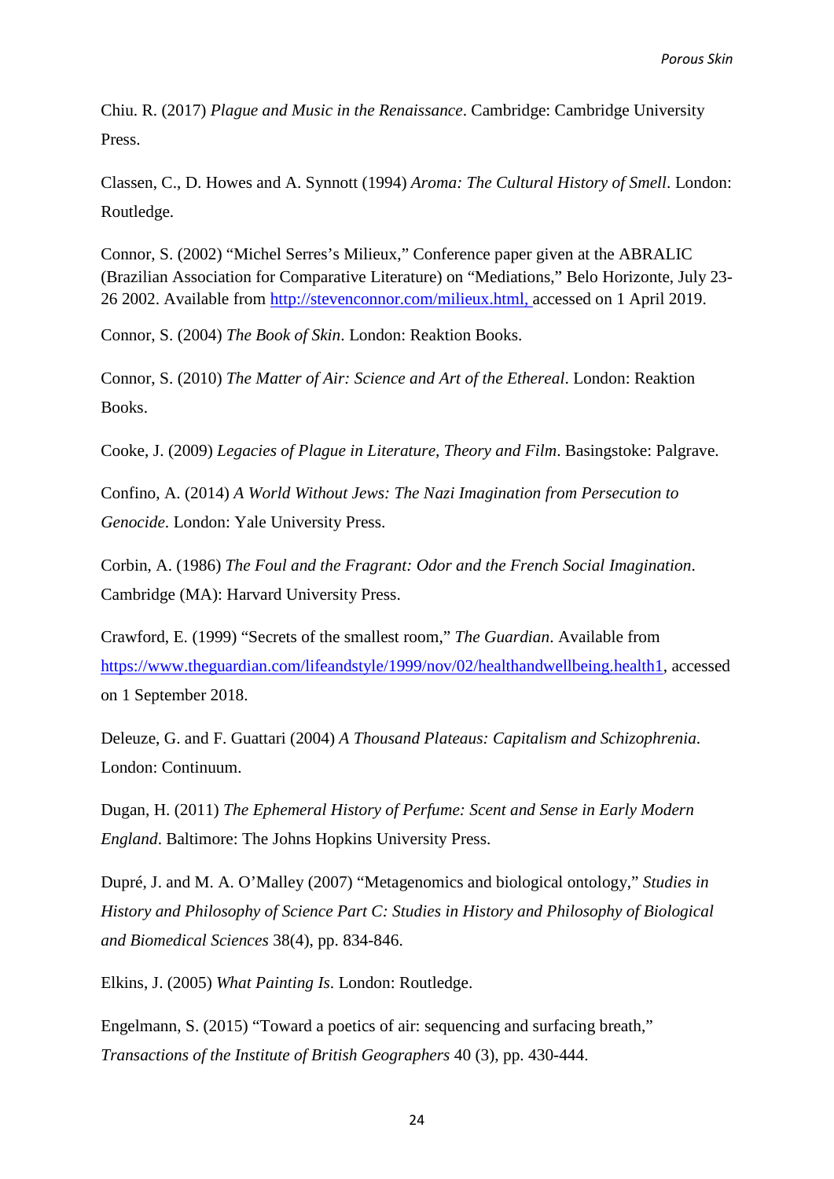Chiu. R. (2017) *Plague and Music in the Renaissance*. Cambridge: Cambridge University Press.

Classen, C., D. Howes and A. Synnott (1994) *Aroma: The Cultural History of Smell*. London: Routledge.

Connor, S. (2002) "Michel Serres's Milieux," Conference paper given at the ABRALIC (Brazilian Association for Comparative Literature) on "Mediations," Belo Horizonte, July 23-26 2002. Available from [http://stevenconnor.com/milieux.html,](http://stevenconnor.com/milieux.html) accessed on 1 April 2019.

Connor, S. (2004) *The Book of Skin*. London: Reaktion Books.

Connor, S. (2010) *The Matter of Air: Science and Art of the Ethereal*. London: Reaktion Books.

Cooke, J. (2009) *Legacies of Plague in Literature, Theory and Film*. Basingstoke: Palgrave.

Confino, A. (2014) *A World Without Jews: The Nazi Imagination from Persecution to Genocide*. London: Yale University Press.

Corbin, A. (1986) *The Foul and the Fragrant: Odor and the French Social Imagination*. Cambridge (MA): Harvard University Press.

Crawford, E. (1999) "Secrets of the smallest room," *The Guardian*. Available from [https://www.theguardian.com/lifeandstyle/1999/nov/02/healthandwellbeing.health1](https://www.theguardian.com/lifeandstyle/1999/nov/02/healthandwellbeing.health1), accessed on 1 September 2018.

Deleuze, G. and F. Guattari (2004) *A Thousand Plateaus: Capitalism and Schizophrenia*. London: Continuum.

Dugan, H. (2011) *The Ephemeral History of Perfume: Scent and Sense in Early Modern England*. Baltimore: The Johns Hopkins University Press.

Dupré, J. and M. A. O'Malley (2007) "Metagenomics and biological ontology," *Studies in History and Philosophy of Science Part C: Studies in History and Philosophy of Biological and Biomedical Sciences* 38(4), pp. 834-846.

Elkins, J. (2005) *What Painting Is*. London: Routledge.

Engelmann, S. (2015) "Toward a poetics of air: sequencing and surfacing breath," *Transactions of the Institute of British Geographers* 40 (3), pp. 430-444.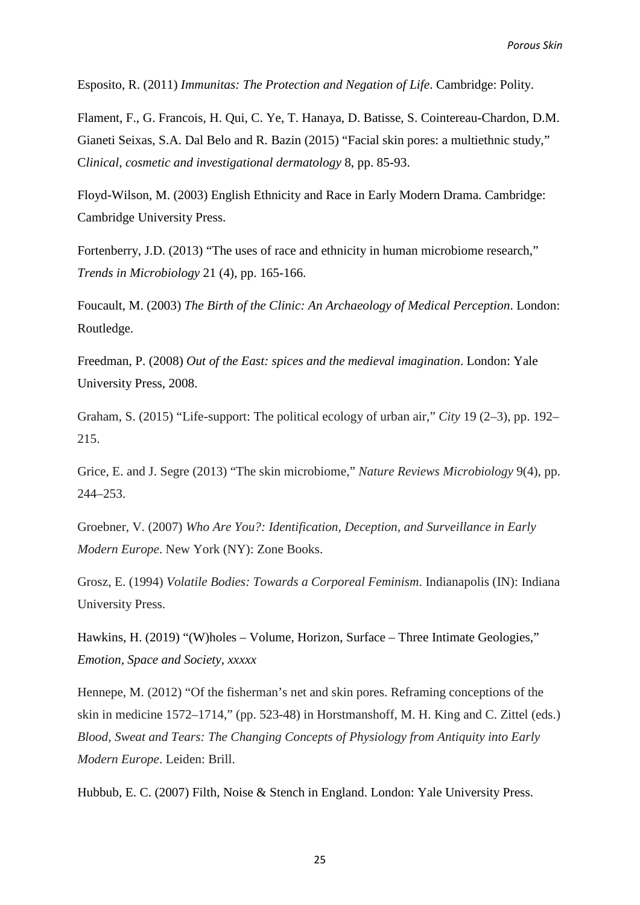Esposito, R. (2011) *Immunitas: The Protection and Negation of Life*. Cambridge: Polity.

Flament, F., G. Francois, H. Qui, C. Ye, T. Hanaya, D. Batisse, S. Cointereau-Chardon, D.M. Gianeti Seixas, S.A. Dal Belo and R. Bazin (2015) "Facial skin pores: a multiethnic study," C*linical, cosmetic and investigational dermatology* 8, pp. 85-93.

Floyd-Wilson, M. (2003) English Ethnicity and Race in Early Modern Drama. Cambridge: Cambridge University Press.

Fortenberry, J.D. (2013) "The uses of race and ethnicity in human microbiome research," *Trends in Microbiology* 21 (4), pp. 165-166.

Foucault, M. (2003) *The Birth of the Clinic: An Archaeology of Medical Perception*. London: Routledge.

Freedman, P. (2008) *Out of the East: spices and the medieval imagination*. London: Yale University Press, 2008.

Graham, S. (2015) "Life-support: The political ecology of urban air," *City* 19 (2–3), pp. 192–215.

Grice, E. and J. Segre (2013) "The skin microbiome," *Nature Reviews Microbiology* 9(4), pp. 244–253.

Groebner, V. (2007) *Who Are You?: Identification, Deception, and Surveillance in Early Modern Europe*. New York (NY): Zone Books.

Grosz, E. (1994) *Volatile Bodies: Towards a Corporeal Feminism*. Indianapolis (IN): Indiana University Press.

Hawkins, H. (2019) "(W)holes – Volume, Horizon, Surface – Three Intimate Geologies," *Emotion, Space and Society*, *xxxxx*

Hennepe, M. (2012) "Of the fisherman's net and skin pores. Reframing conceptions of the skin in medicine 1572–1714," (pp. 523-48) in Horstmanshoff, M. H. King and C. Zittel (eds.) *Blood, Sweat and Tears: The Changing Concepts of Physiology from Antiquity into Early Modern Europe*. Leiden: Brill.

Hubbub, E. C. (2007) Filth, Noise & Stench in England. London: Yale University Press.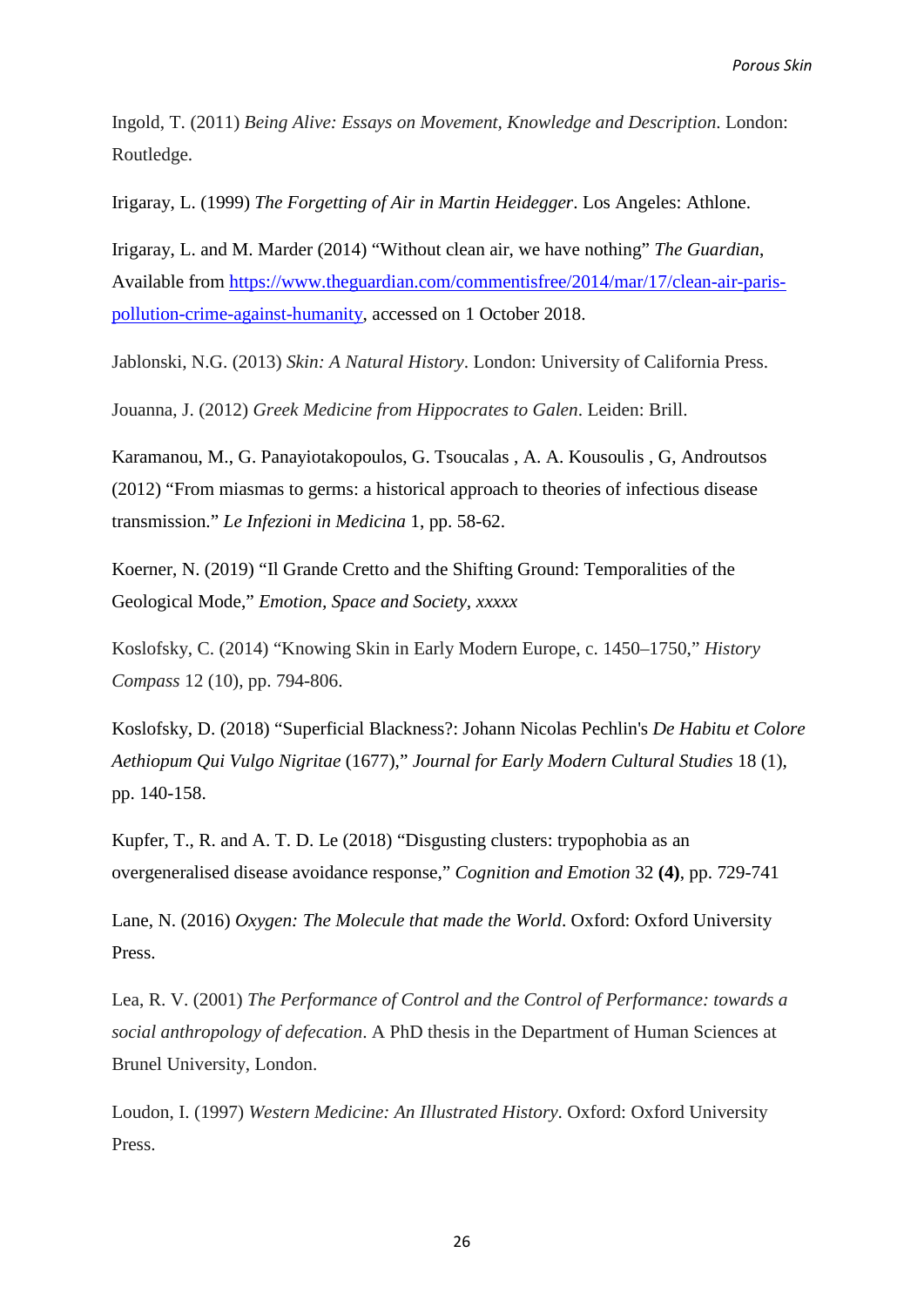Ingold, T. (2011) *Being Alive: Essays on Movement, Knowledge and Description*. London: Routledge.

Irigaray, L. (1999) *The Forgetting of Air in Martin Heidegger*. Los Angeles: Athlone.

Irigaray, L. and M. Marder (2014) "Without clean air, we have nothing" *The Guardian*, Available from [https://www.theguardian.com/commentisfree/2014/mar/17/clean-air-paris-pollution-crime-against-humanity](https://www.theguardian.com/commentisfree/2014/mar/17/clean-air-paris-pollution-crime-against-humanity), accessed on 1 October 2018.

Jablonski, N.G. (2013) *Skin: A Natural History*. London: University of California Press.

Jouanna, J. (2012) *Greek Medicine from Hippocrates to Galen*. Leiden: Brill.

Karamanou, M., G. Panayiotakopoulos, G. Tsoucalas , A. A. Kousoulis , G, Androutsos (2012) "From miasmas to germs: a historical approach to theories of infectious disease transmission." *Le Infezioni in Medicina* 1, pp. 58-62.

Koerner, N. (2019) "Il Grande Cretto and the Shifting Ground: Temporalities of the Geological Mode," *Emotion, Space and Society, xxxxx*

Koslofsky, C. (2014) "Knowing Skin in Early Modern Europe, c. 1450–1750," *History Compass* 12 (10), pp. 794-806.

Koslofsky, D. (2018) "Superficial Blackness?: Johann Nicolas Pechlin's *De Habitu et Colore Aethiopum Qui Vulgo Nigritae* (1677)," *Journal for Early Modern Cultural Studies* 18 (1), pp. 140-158.

Kupfer, T., R. and A. T. D. Le (2018) "Disgusting clusters: trypophobia as an overgeneralised disease avoidance response," *Cognition and Emotion* 32 **(4)**, pp. 729-741

Lane, N. (2016) *Oxygen: The Molecule that made the World*. Oxford: Oxford University Press.

Lea, R. V. (2001) *The Performance of Control and the Control of Performance: towards a social anthropology of defecation*. A PhD thesis in the Department of Human Sciences at Brunel University, London.

Loudon, I. (1997) *Western Medicine: An Illustrated History*. Oxford: Oxford University Press.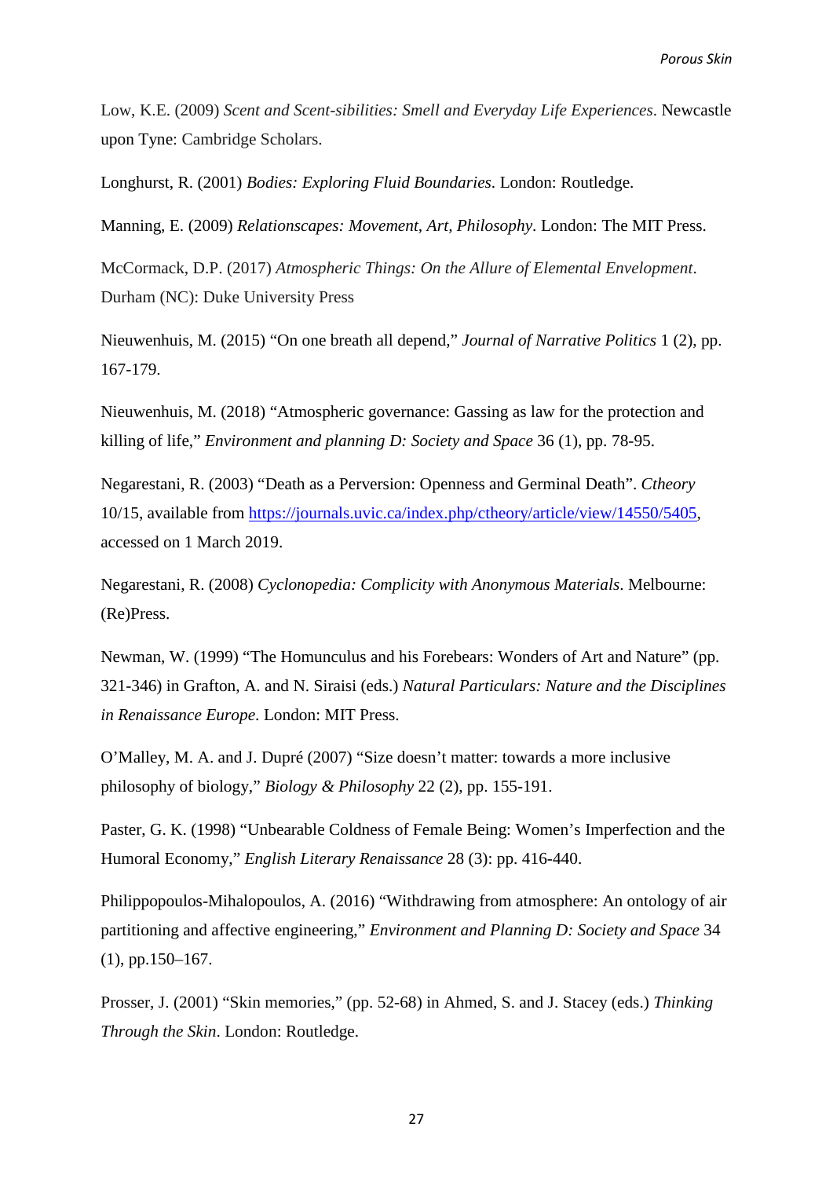Low, K.E. (2009) *Scent and Scent-sibilities: Smell and Everyday Life Experiences*. Newcastle upon Tyne: Cambridge Scholars.

Longhurst, R. (2001) *Bodies: Exploring Fluid Boundaries*. London: Routledge.

Manning, E. (2009) *Relationscapes: Movement, Art, Philosophy*. London: The MIT Press.

McCormack, D.P. (2017) *Atmospheric Things: On the Allure of Elemental Envelopment*. Durham (NC): Duke University Press

Nieuwenhuis, M. (2015) "On one breath all depend," *Journal of Narrative Politics* 1 (2), pp. 167-179.

Nieuwenhuis, M. (2018) "Atmospheric governance: Gassing as law for the protection and killing of life," *Environment and planning D: Society and Space* 36 (1), pp. 78-95.

Negarestani, R. (2003) "Death as a Perversion: Openness and Germinal Death". *Ctheory* 10/15, available from https://journals.uvic.ca/index.php/ctheory/article/view/14550/5405, accessed on 1 March 2019.

Negarestani, R. (2008) *Cyclonopedia: Complicity with Anonymous Materials*. Melbourne: (Re)Press.

Newman, W. (1999) "The Homunculus and his Forebears: Wonders of Art and Nature" (pp. 321-346) in Grafton, A. and N. Siraisi (eds.) *Natural Particulars: Nature and the Disciplines in Renaissance Europe*. London: MIT Press.

O'Malley, M. A. and J. Dupré (2007) "Size doesn't matter: towards a more inclusive philosophy of biology," *Biology & Philosophy* 22 (2), pp. 155-191.

Paster, G. K. (1998) "Unbearable Coldness of Female Being: Women's Imperfection and the Humoral Economy," *English Literary Renaissance* 28 (3): pp. 416-440.

Philippopoulos-Mihalopoulos, A. (2016) "Withdrawing from atmosphere: An ontology of air partitioning and affective engineering," *Environment and Planning D: Society and Space* 34 (1), pp.150–167.

Prosser, J. (2001) "Skin memories," (pp. 52-68) in Ahmed, S. and J. Stacey (eds.) *Thinking Through the Skin*. London: Routledge.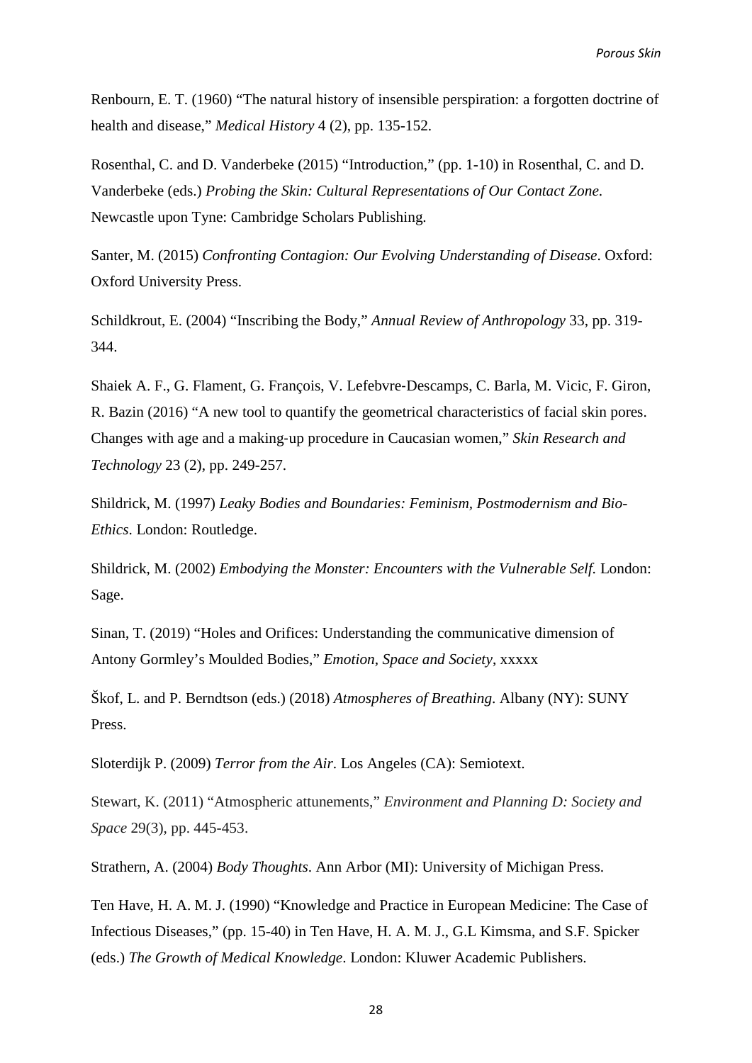Renbourn, E. T. (1960) "The natural history of insensible perspiration: a forgotten doctrine of health and disease," *Medical History* 4 (2), pp. 135-152.

Rosenthal, C. and D. Vanderbeke (2015) "Introduction," (pp. 1-10) in Rosenthal, C. and D. Vanderbeke (eds.) *Probing the Skin: Cultural Representations of Our Contact Zone*. Newcastle upon Tyne: Cambridge Scholars Publishing.

Santer, M. (2015) *Confronting Contagion: Our Evolving Understanding of Disease*. Oxford: Oxford University Press.

Schildkrout, E. (2004) "Inscribing the Body," *Annual Review of Anthropology* 33, pp. 319-344.

Shaiek A. F., G. Flament, G. François, V. Lefebvre-Descamps, C. Barla, M. Vicic, F. Giron, R. Bazin (2016) "A new tool to quantify the geometrical characteristics of facial skin pores. Changes with age and a making-up procedure in Caucasian women," *Skin Research and Technology* 23 (2), pp. 249-257.

Shildrick, M. (1997) *Leaky Bodies and Boundaries: Feminism, Postmodernism and Bio-Ethics*. London: Routledge.

Shildrick, M. (2002) *Embodying the Monster: Encounters with the Vulnerable Self.* London: Sage.

Sinan, T. (2019) "Holes and Orifices: Understanding the communicative dimension of Antony Gormley's Moulded Bodies," *Emotion, Space and Society*, xxxxx

Škof, L. and P. Berndtson (eds.) (2018) *Atmospheres of Breathing*. Albany (NY): SUNY Press.

Sloterdijk P. (2009) *Terror from the Air*. Los Angeles (CA): Semiotext.

Stewart, K. (2011) "Atmospheric attunements," *Environment and Planning D: Society and Space* 29(3), pp. 445-453.

Strathern, A. (2004) *Body Thoughts*. Ann Arbor (MI): University of Michigan Press.

Ten Have, H. A. M. J. (1990) "Knowledge and Practice in European Medicine: The Case of Infectious Diseases," (pp. 15-40) in Ten Have, H. A. M. J., G.L Kimsma, and S.F. Spicker (eds.) *The Growth of Medical Knowledge*. London: Kluwer Academic Publishers.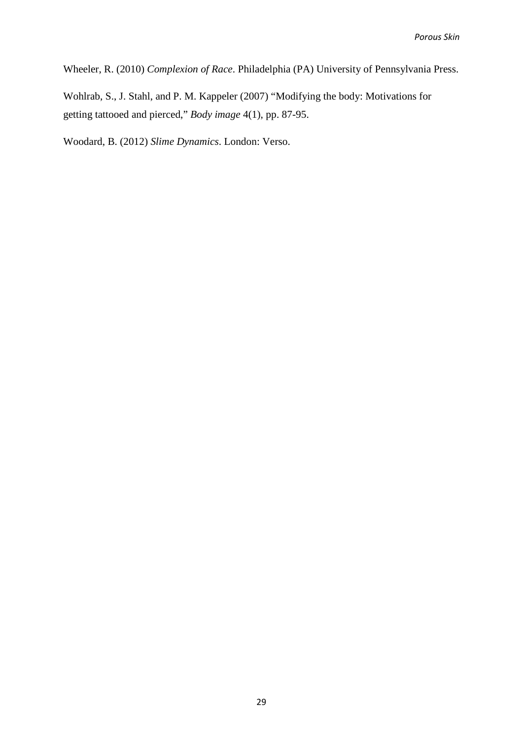Wheeler, R. (2010) *Complexion of Race*. Philadelphia (PA) University of Pennsylvania Press.

Wohlrab, S., J. Stahl, and P. M. Kappeler (2007) "Modifying the body: Motivations for getting tattooed and pierced," *Body image* 4(1), pp. 87-95.

Woodard, B. (2012) *Slime Dynamics*. London: Verso.